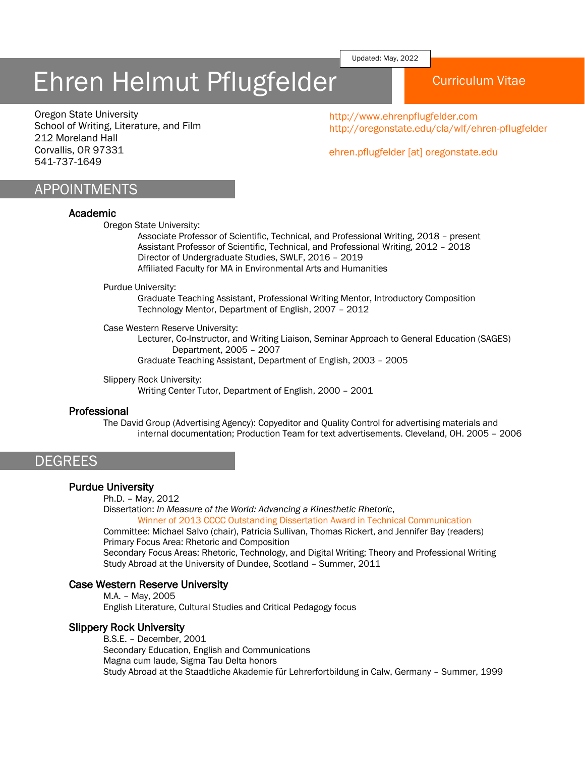Updated: May, 2022

# Ehren Helmut Pflugfelder

Curriculum Vitae

Oregon State University
School of Writing, Literature, and Film
212 Moreland Hall
Corvallis, OR 97331
541-737-1649

http://www.ehrenpflugfelder.com
http://oregonstate.edu/cla/wlf/ehren-pflugfelder

ehren.pflugfelder [at] oregonstate.edu

## APPOINTMENTS

### Academic

Oregon State University:
- Associate Professor of Scientific, Technical, and Professional Writing, 2018 – present
- Assistant Professor of Scientific, Technical, and Professional Writing, 2012 – 2018
- Director of Undergraduate Studies, SWLF, 2016 – 2019
- Affiliated Faculty for MA in Environmental Arts and Humanities

Purdue University:
- Graduate Teaching Assistant, Professional Writing Mentor, Introductory Composition Technology Mentor, Department of English, 2007 – 2012

Case Western Reserve University:
- Lecturer, Co-Instructor, and Writing Liaison, Seminar Approach to General Education (SAGES) Department, 2005 – 2007
- Graduate Teaching Assistant, Department of English, 2003 – 2005

Slippery Rock University:
- Writing Center Tutor, Department of English, 2000 – 2001

### Professional

The David Group (Advertising Agency): Copyeditor and Quality Control for advertising materials and internal documentation; Production Team for text advertisements. Cleveland, OH. 2005 – 2006

## DEGREES

### Purdue University

Ph.D. – May, 2012
Dissertation: *In Measure of the World: Advancing a Kinesthetic Rhetoric*,
Winner of 2013 CCCC Outstanding Dissertation Award in Technical Communication
Committee: Michael Salvo (chair), Patricia Sullivan, Thomas Rickert, and Jennifer Bay (readers)
Primary Focus Area: Rhetoric and Composition
Secondary Focus Areas: Rhetoric, Technology, and Digital Writing; Theory and Professional Writing
Study Abroad at the University of Dundee, Scotland – Summer, 2011

### Case Western Reserve University

M.A. – May, 2005
English Literature, Cultural Studies and Critical Pedagogy focus

### Slippery Rock University

B.S.E. – December, 2001
Secondary Education, English and Communications
Magna cum laude, Sigma Tau Delta honors
Study Abroad at the Staadtliche Akademie für Lehrerfortbildung in Calw, Germany – Summer, 1999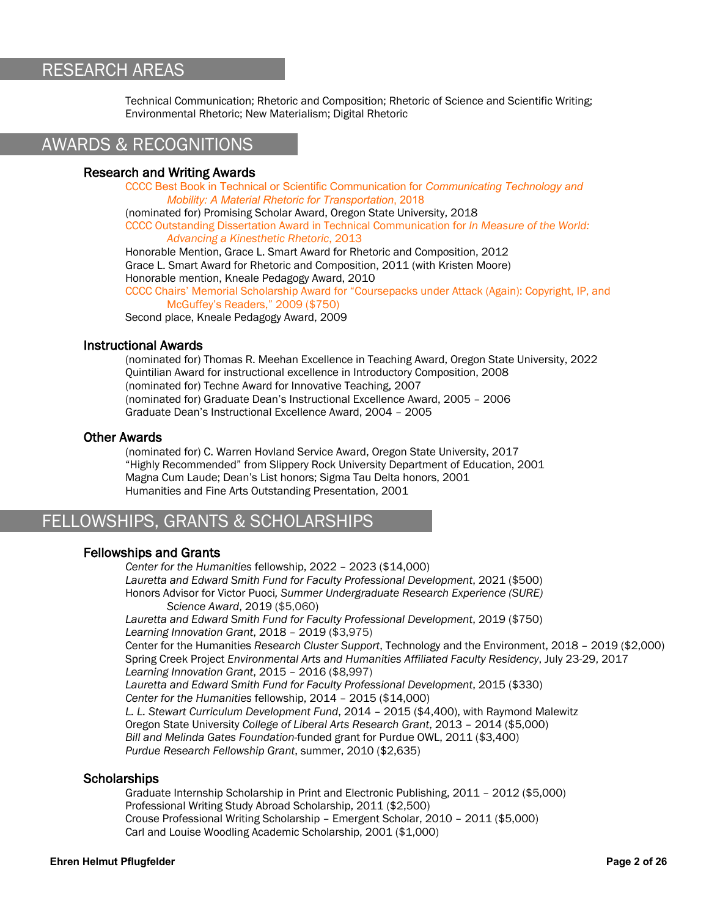## RESEARCH AREAS

Technical Communication; Rhetoric and Composition; Rhetoric of Science and Scientific Writing; Environmental Rhetoric; New Materialism; Digital Rhetoric

## AWARDS & RECOGNITIONS

### Research and Writing Awards

CCCC Best Book in Technical or Scientific Communication for *Communicating Technology and Mobility: A Material Rhetoric for Transportation*, 2018
(nominated for) Promising Scholar Award, Oregon State University, 2018
CCCC Outstanding Dissertation Award in Technical Communication for *In Measure of the World: Advancing a Kinesthetic Rhetoric*, 2013
Honorable Mention, Grace L. Smart Award for Rhetoric and Composition, 2012
Grace L. Smart Award for Rhetoric and Composition, 2011 (with Kristen Moore)
Honorable mention, Kneale Pedagogy Award, 2010
CCCC Chairs' Memorial Scholarship Award for "Coursepacks under Attack (Again): Copyright, IP, and McGuffey's Readers," 2009 ($750)
Second place, Kneale Pedagogy Award, 2009

### Instructional Awards

(nominated for) Thomas R. Meehan Excellence in Teaching Award, Oregon State University, 2022
Quintilian Award for instructional excellence in Introductory Composition, 2008
(nominated for) Techne Award for Innovative Teaching, 2007
(nominated for) Graduate Dean's Instructional Excellence Award, 2005 – 2006
Graduate Dean's Instructional Excellence Award, 2004 – 2005

### Other Awards

(nominated for) C. Warren Hovland Service Award, Oregon State University, 2017
"Highly Recommended" from Slippery Rock University Department of Education, 2001
Magna Cum Laude; Dean's List honors; Sigma Tau Delta honors, 2001
Humanities and Fine Arts Outstanding Presentation, 2001

## FELLOWSHIPS, GRANTS & SCHOLARSHIPS

### Fellowships and Grants

*Center for the Humanities* fellowship, 2022 – 2023 ($14,000)
*Lauretta and Edward Smith Fund for Faculty Professional Development*, 2021 ($500)
Honors Advisor for Victor Puoci, *Summer Undergraduate Research Experience (SURE) Science Award*, 2019 ($5,060)
*Lauretta and Edward Smith Fund for Faculty Professional Development*, 2019 ($750)
*Learning Innovation Grant*, 2018 – 2019 ($3,975)
Center for the Humanities *Research Cluster Support*, Technology and the Environment, 2018 – 2019 ($2,000)
Spring Creek Project *Environmental Arts and Humanities Affiliated Faculty Residency*, July 23-29, 2017
*Learning Innovation Grant*, 2015 – 2016 ($8,997)
*Lauretta and Edward Smith Fund for Faculty Professional Development*, 2015 ($330)
*Center for the Humanities* fellowship, 2014 – 2015 ($14,000)
*L. L. Stewart Curriculum Development Fund*, 2014 – 2015 ($4,400), with Raymond Malewitz
Oregon State University *College of Liberal Arts Research Grant*, 2013 – 2014 ($5,000)
*Bill and Melinda Gates Foundation*-funded grant for Purdue OWL, 2011 ($3,400)
*Purdue Research Fellowship Grant*, summer, 2010 ($2,635)

### Scholarships

Graduate Internship Scholarship in Print and Electronic Publishing, 2011 – 2012 ($5,000)
Professional Writing Study Abroad Scholarship, 2011 ($2,500)
Crouse Professional Writing Scholarship – Emergent Scholar, 2010 – 2011 ($5,000)
Carl and Louise Woodling Academic Scholarship, 2001 ($1,000)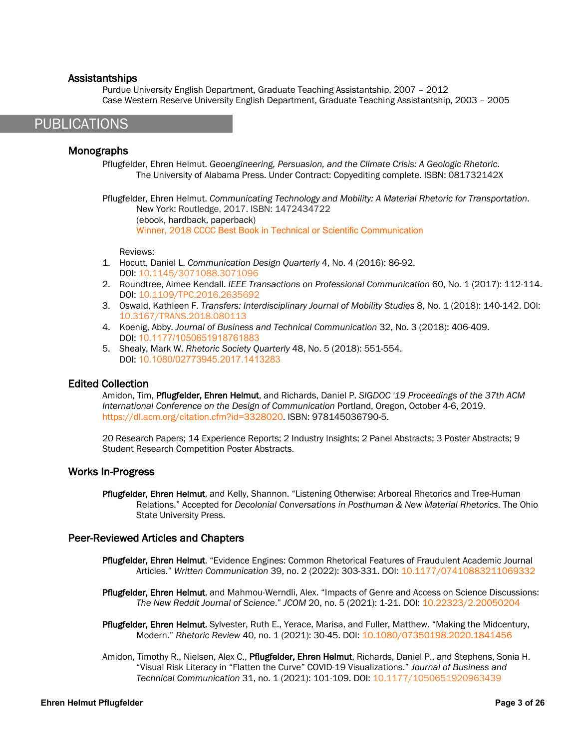### Assistantships

Purdue University English Department, Graduate Teaching Assistantship, 2007 – 2012
Case Western Reserve University English Department, Graduate Teaching Assistantship, 2003 – 2005

## PUBLICATIONS

### Monographs

Pflugfelder, Ehren Helmut. *Geoengineering, Persuasion, and the Climate Crisis: A Geologic Rhetoric*. The University of Alabama Press. Under Contract: Copyediting complete. ISBN: 081732142X

Pflugfelder, Ehren Helmut. *Communicating Technology and Mobility: A Material Rhetoric for Transportation*. New York: Routledge, 2017. ISBN: 1472434722
(ebook, hardback, paperback)
Winner, 2018 CCCC Best Book in Technical or Scientific Communication

Reviews:

1. Hocutt, Daniel L. *Communication Design Quarterly* 4, No. 4 (2016): 86-92. DOI: 10.1145/3071088.3071096
2. Roundtree, Aimee Kendall. *IEEE Transactions on Professional Communication* 60, No. 1 (2017): 112-114. DOI: 10.1109/TPC.2016.2635692
3. Oswald, Kathleen F. *Transfers: Interdisciplinary Journal of Mobility Studies* 8, No. 1 (2018): 140-142. DOI: 10.3167/TRANS.2018.080113
4. Koenig, Abby. *Journal of Business and Technical Communication* 32, No. 3 (2018): 406-409. DOI: 10.1177/1050651918761883
5. Shealy, Mark W. *Rhetoric Society Quarterly* 48, No. 5 (2018): 551-554. DOI: 10.1080/02773945.2017.1413283

### Edited Collection

Amidon, Tim, **Pflugfelder, Ehren Helmut**, and Richards, Daniel P. *SIGDOC '19 Proceedings of the 37th ACM International Conference on the Design of Communication* Portland, Oregon, October 4-6, 2019. https://dl.acm.org/citation.cfm?id=3328020. ISBN: 978145036790-5.

20 Research Papers; 14 Experience Reports; 2 Industry Insights; 2 Panel Abstracts; 3 Poster Abstracts; 9 Student Research Competition Poster Abstracts.

### Works In-Progress

**Pflugfelder, Ehren Helmut**, and Kelly, Shannon. "Listening Otherwise: Arboreal Rhetorics and Tree-Human Relations." Accepted for *Decolonial Conversations in Posthuman & New Material Rhetorics*. The Ohio State University Press.

### Peer-Reviewed Articles and Chapters

**Pflugfelder, Ehren Helmut**. "Evidence Engines: Common Rhetorical Features of Fraudulent Academic Journal Articles." *Written Communication* 39, no. 2 (2022): 303-331. DOI: 10.1177/07410883211069332

**Pflugfelder, Ehren Helmut**, and Mahmou-Werndli, Alex. "Impacts of Genre and Access on Science Discussions: *The New Reddit Journal of Science*." *JCOM* 20, no. 5 (2021): 1-21. DOI: 10.22323/2.20050204

**Pflugfelder, Ehren Helmut**, Sylvester, Ruth E., Yerace, Marisa, and Fuller, Matthew. "Making the Midcentury, Modern." *Rhetoric Review* 40, no. 1 (2021): 30-45. DOI: 10.1080/07350198.2020.1841456

Amidon, Timothy R., Nielsen, Alex C., **Pflugfelder, Ehren Helmut**, Richards, Daniel P., and Stephens, Sonia H. "Visual Risk Literacy in "Flatten the Curve" COVID-19 Visualizations." *Journal of Business and Technical Communication* 31, no. 1 (2021): 101-109. DOI: 10.1177/1050651920963439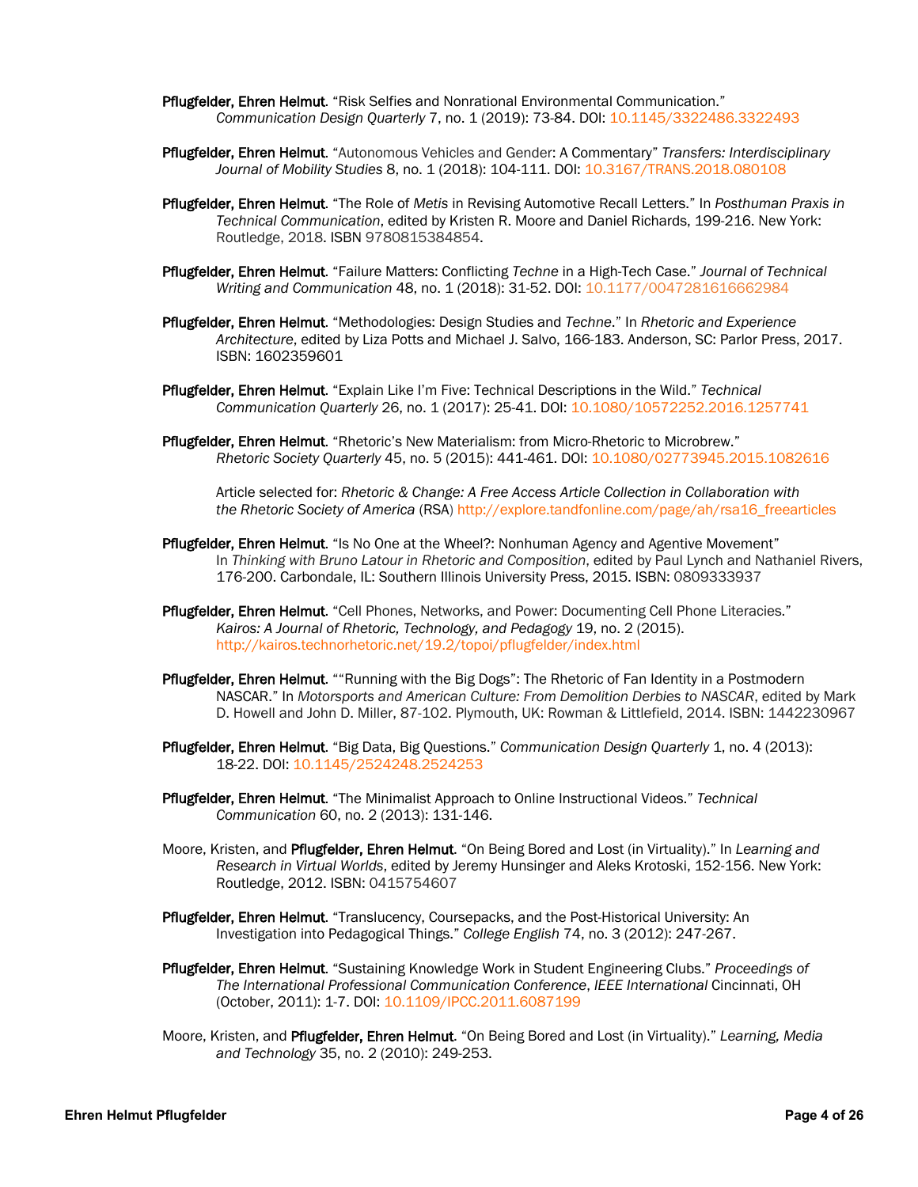**Pflugfelder, Ehren Helmut**. "Risk Selfies and Nonrational Environmental Communication." *Communication Design Quarterly* 7, no. 1 (2019): 73-84. DOI: 10.1145/3322486.3322493

**Pflugfelder, Ehren Helmut**. "Autonomous Vehicles and Gender: A Commentary" *Transfers: Interdisciplinary Journal of Mobility Studies* 8, no. 1 (2018): 104-111. DOI: 10.3167/TRANS.2018.080108

**Pflugfelder, Ehren Helmut**. "The Role of *Metis* in Revising Automotive Recall Letters." In *Posthuman Praxis in Technical Communication*, edited by Kristen R. Moore and Daniel Richards, 199-216. New York: Routledge, 2018. ISBN 9780815384854.

**Pflugfelder, Ehren Helmut**. "Failure Matters: Conflicting *Techne* in a High-Tech Case." *Journal of Technical Writing and Communication* 48, no. 1 (2018): 31-52. DOI: 10.1177/0047281616662984

**Pflugfelder, Ehren Helmut**. "Methodologies: Design Studies and *Techne*." In *Rhetoric and Experience Architecture*, edited by Liza Potts and Michael J. Salvo, 166-183. Anderson, SC: Parlor Press, 2017. ISBN: 1602359601

**Pflugfelder, Ehren Helmut**. "Explain Like I'm Five: Technical Descriptions in the Wild." *Technical Communication Quarterly* 26, no. 1 (2017): 25-41. DOI: 10.1080/10572252.2016.1257741

**Pflugfelder, Ehren Helmut**. "Rhetoric's New Materialism: from Micro-Rhetoric to Microbrew." *Rhetoric Society Quarterly* 45, no. 5 (2015): 441-461. DOI: 10.1080/02773945.2015.1082616

Article selected for: *Rhetoric & Change: A Free Access Article Collection in Collaboration with the Rhetoric Society of America* (RSA) http://explore.tandfonline.com/page/ah/rsa16_freearticles

**Pflugfelder, Ehren Helmut**. "Is No One at the Wheel?: Nonhuman Agency and Agentive Movement" In *Thinking with Bruno Latour in Rhetoric and Composition*, edited by Paul Lynch and Nathaniel Rivers, 176-200. Carbondale, IL: Southern Illinois University Press, 2015. ISBN: 0809333937

**Pflugfelder, Ehren Helmut**. "Cell Phones, Networks, and Power: Documenting Cell Phone Literacies." *Kairos: A Journal of Rhetoric, Technology, and Pedagogy* 19, no. 2 (2015). http://kairos.technorhetoric.net/19.2/topoi/pflugfelder/index.html

**Pflugfelder, Ehren Helmut**. ""Running with the Big Dogs": The Rhetoric of Fan Identity in a Postmodern NASCAR." In *Motorsports and American Culture: From Demolition Derbies to NASCAR*, edited by Mark D. Howell and John D. Miller, 87-102. Plymouth, UK: Rowman & Littlefield, 2014. ISBN: 1442230967

**Pflugfelder, Ehren Helmut**. "Big Data, Big Questions." *Communication Design Quarterly* 1, no. 4 (2013): 18-22. DOI: 10.1145/2524248.2524253

**Pflugfelder, Ehren Helmut**. "The Minimalist Approach to Online Instructional Videos." *Technical Communication* 60, no. 2 (2013): 131-146.

Moore, Kristen, and **Pflugfelder, Ehren Helmut**. "On Being Bored and Lost (in Virtuality)." In *Learning and Research in Virtual Worlds*, edited by Jeremy Hunsinger and Aleks Krotoski, 152-156. New York: Routledge, 2012. ISBN: 0415754607

**Pflugfelder, Ehren Helmut**. "Translucency, Coursepacks, and the Post-Historical University: An Investigation into Pedagogical Things." *College English* 74, no. 3 (2012): 247-267.

**Pflugfelder, Ehren Helmut**. "Sustaining Knowledge Work in Student Engineering Clubs." *Proceedings of The International Professional Communication Conference*, *IEEE International* Cincinnati, OH (October, 2011): 1-7. DOI: 10.1109/IPCC.2011.6087199

Moore, Kristen, and **Pflugfelder, Ehren Helmut**. "On Being Bored and Lost (in Virtuality)." *Learning, Media and Technology* 35, no. 2 (2010): 249-253.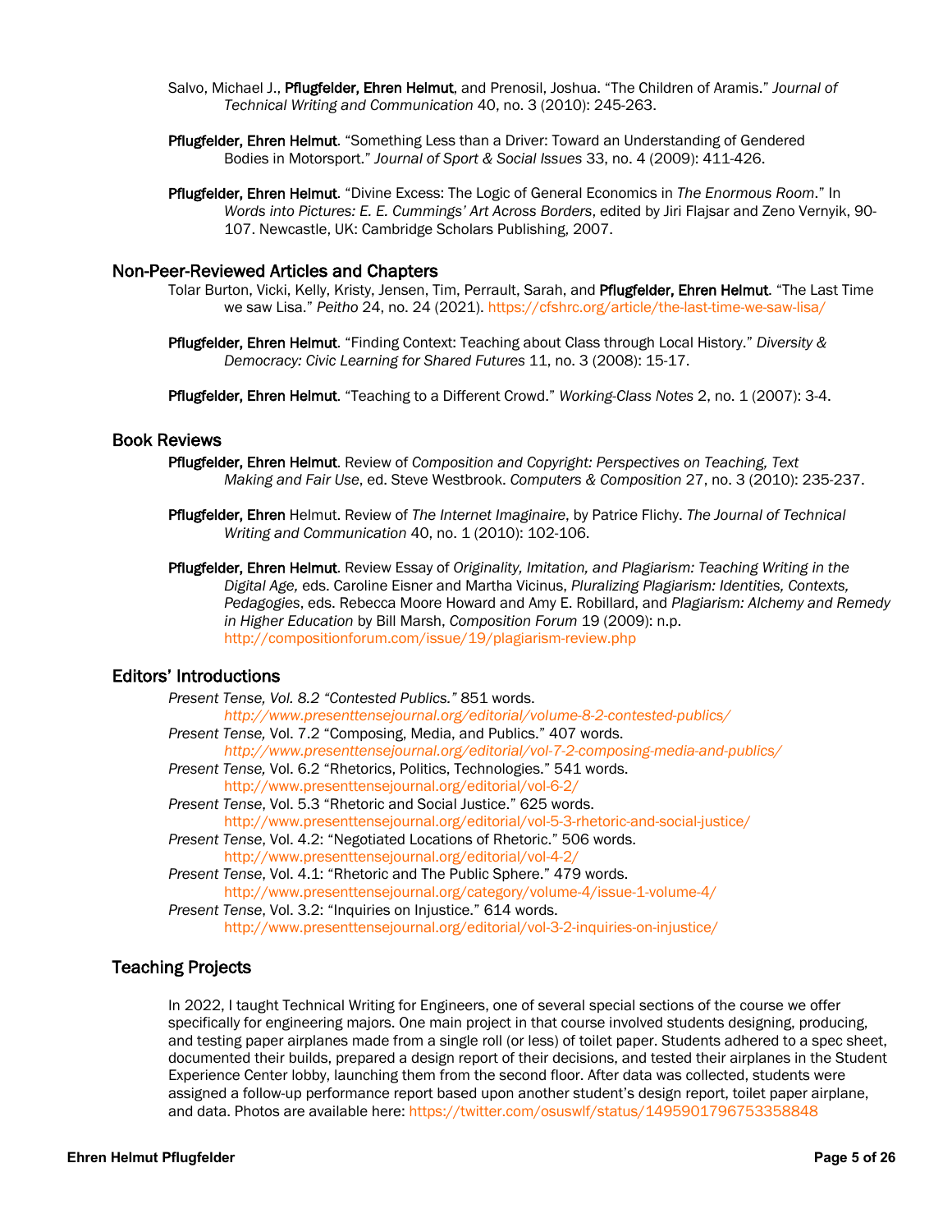Salvo, Michael J., **Pflugfelder, Ehren Helmut**, and Prenosil, Joshua. "The Children of Aramis." *Journal of Technical Writing and Communication* 40, no. 3 (2010): 245-263.

**Pflugfelder, Ehren Helmut**. "Something Less than a Driver: Toward an Understanding of Gendered Bodies in Motorsport." *Journal of Sport & Social Issues* 33, no. 4 (2009): 411-426.

**Pflugfelder, Ehren Helmut**. "Divine Excess: The Logic of General Economics in *The Enormous Room*." In *Words into Pictures: E. E. Cummings' Art Across Borders*, edited by Jiri Flajsar and Zeno Vernyik, 90-107. Newcastle, UK: Cambridge Scholars Publishing, 2007.

## Non-Peer-Reviewed Articles and Chapters

Tolar Burton, Vicki, Kelly, Kristy, Jensen, Tim, Perrault, Sarah, and **Pflugfelder, Ehren Helmut**. "The Last Time we saw Lisa." *Peitho* 24, no. 24 (2021). https://cfshrc.org/article/the-last-time-we-saw-lisa/

**Pflugfelder, Ehren Helmut**. "Finding Context: Teaching about Class through Local History." *Diversity & Democracy: Civic Learning for Shared Futures* 11, no. 3 (2008): 15-17.

**Pflugfelder, Ehren Helmut**. "Teaching to a Different Crowd." *Working-Class Notes* 2, no. 1 (2007): 3-4.

## Book Reviews

**Pflugfelder, Ehren Helmut**. Review of *Composition and Copyright: Perspectives on Teaching, Text Making and Fair Use*, ed. Steve Westbrook. *Computers & Composition* 27, no. 3 (2010): 235-237.

**Pflugfelder, Ehren** Helmut. Review of *The Internet Imaginaire*, by Patrice Flichy. *The Journal of Technical Writing and Communication* 40, no. 1 (2010): 102-106.

**Pflugfelder, Ehren Helmut**. Review Essay of *Originality, Imitation, and Plagiarism: Teaching Writing in the Digital Age,* eds. Caroline Eisner and Martha Vicinus, *Pluralizing Plagiarism: Identities, Contexts, Pedagogies*, eds. Rebecca Moore Howard and Amy E. Robillard, and *Plagiarism: Alchemy and Remedy in Higher Education* by Bill Marsh, *Composition Forum* 19 (2009): n.p. http://compositionforum.com/issue/19/plagiarism-review.php

## Editors' Introductions

*Present Tense, Vol. 8.2 "Contested Publics."* 851 words.
*http://www.presenttensejournal.org/editorial/volume-8-2-contested-publics/*

*Present Tense,* Vol. 7.2 "Composing, Media, and Publics." 407 words.
*http://www.presenttensejournal.org/editorial/vol-7-2-composing-media-and-publics/*

*Present Tense,* Vol. 6.2 "Rhetorics, Politics, Technologies." 541 words.
http://www.presenttensejournal.org/editorial/vol-6-2/

*Present Tense*, Vol. 5.3 "Rhetoric and Social Justice." 625 words.
http://www.presenttensejournal.org/editorial/vol-5-3-rhetoric-and-social-justice/

*Present Tense*, Vol. 4.2: "Negotiated Locations of Rhetoric." 506 words.
http://www.presenttensejournal.org/editorial/vol-4-2/

*Present Tense*, Vol. 4.1: "Rhetoric and The Public Sphere." 479 words.
http://www.presenttensejournal.org/category/volume-4/issue-1-volume-4/

*Present Tense*, Vol. 3.2: "Inquiries on Injustice." 614 words.
http://www.presenttensejournal.org/editorial/vol-3-2-inquiries-on-injustice/

## Teaching Projects

In 2022, I taught Technical Writing for Engineers, one of several special sections of the course we offer specifically for engineering majors. One main project in that course involved students designing, producing, and testing paper airplanes made from a single roll (or less) of toilet paper. Students adhered to a spec sheet, documented their builds, prepared a design report of their decisions, and tested their airplanes in the Student Experience Center lobby, launching them from the second floor. After data was collected, students were assigned a follow-up performance report based upon another student's design report, toilet paper airplane, and data. Photos are available here: https://twitter.com/osuswlf/status/1495901796753358848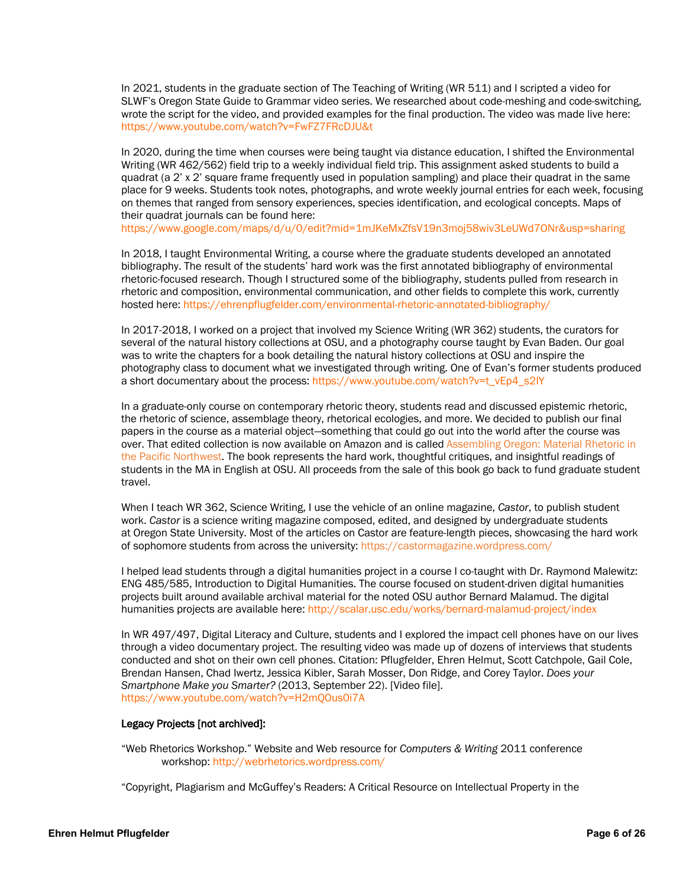In 2021, students in the graduate section of The Teaching of Writing (WR 511) and I scripted a video for SLWF's Oregon State Guide to Grammar video series. We researched about code-meshing and code-switching, wrote the script for the video, and provided examples for the final production. The video was made live here: https://www.youtube.com/watch?v=FwFZ7FRcDJU&t

In 2020, during the time when courses were being taught via distance education, I shifted the Environmental Writing (WR 462/562) field trip to a weekly individual field trip. This assignment asked students to build a quadrat (a 2' x 2' square frame frequently used in population sampling) and place their quadrat in the same place for 9 weeks. Students took notes, photographs, and wrote weekly journal entries for each week, focusing on themes that ranged from sensory experiences, species identification, and ecological concepts. Maps of their quadrat journals can be found here:
https://www.google.com/maps/d/u/0/edit?mid=1mJKeMxZfsV19n3moj58wiv3LeUWd7ONr&usp=sharing

In 2018, I taught Environmental Writing, a course where the graduate students developed an annotated bibliography. The result of the students' hard work was the first annotated bibliography of environmental rhetoric-focused research. Though I structured some of the bibliography, students pulled from research in rhetoric and composition, environmental communication, and other fields to complete this work, currently hosted here: https://ehrenpflugfelder.com/environmental-rhetoric-annotated-bibliography/

In 2017-2018, I worked on a project that involved my Science Writing (WR 362) students, the curators for several of the natural history collections at OSU, and a photography course taught by Evan Baden. Our goal was to write the chapters for a book detailing the natural history collections at OSU and inspire the photography class to document what we investigated through writing. One of Evan's former students produced a short documentary about the process: https://www.youtube.com/watch?v=t_vEp4_s2IY

In a graduate-only course on contemporary rhetoric theory, students read and discussed epistemic rhetoric, the rhetoric of science, assemblage theory, rhetorical ecologies, and more. We decided to publish our final papers in the course as a material object—something that could go out into the world after the course was over. That edited collection is now available on Amazon and is called Assembling Oregon: Material Rhetoric in the Pacific Northwest. The book represents the hard work, thoughtful critiques, and insightful readings of students in the MA in English at OSU. All proceeds from the sale of this book go back to fund graduate student travel.

When I teach WR 362, Science Writing, I use the vehicle of an online magazine, *Castor*, to publish student work. *Castor* is a science writing magazine composed, edited, and designed by undergraduate students at Oregon State University. Most of the articles on Castor are feature-length pieces, showcasing the hard work of sophomore students from across the university: https://castormagazine.wordpress.com/

I helped lead students through a digital humanities project in a course I co-taught with Dr. Raymond Malewitz: ENG 485/585, Introduction to Digital Humanities. The course focused on student-driven digital humanities projects built around available archival material for the noted OSU author Bernard Malamud. The digital humanities projects are available here: http://scalar.usc.edu/works/bernard-malamud-project/index

In WR 497/497, Digital Literacy and Culture, students and I explored the impact cell phones have on our lives through a video documentary project. The resulting video was made up of dozens of interviews that students conducted and shot on their own cell phones. Citation: Pflugfelder, Ehren Helmut, Scott Catchpole, Gail Cole, Brendan Hansen, Chad Iwertz, Jessica Kibler, Sarah Mosser, Don Ridge, and Corey Taylor. *Does your Smartphone Make you Smarter?* (2013, September 22). [Video file]. https://www.youtube.com/watch?v=H2mQOus0i7A

**Legacy Projects [not archived]:**

"Web Rhetorics Workshop." Website and Web resource for *Computers & Writing* 2011 conference workshop: http://webrhetorics.wordpress.com/

"Copyright, Plagiarism and McGuffey's Readers: A Critical Resource on Intellectual Property in the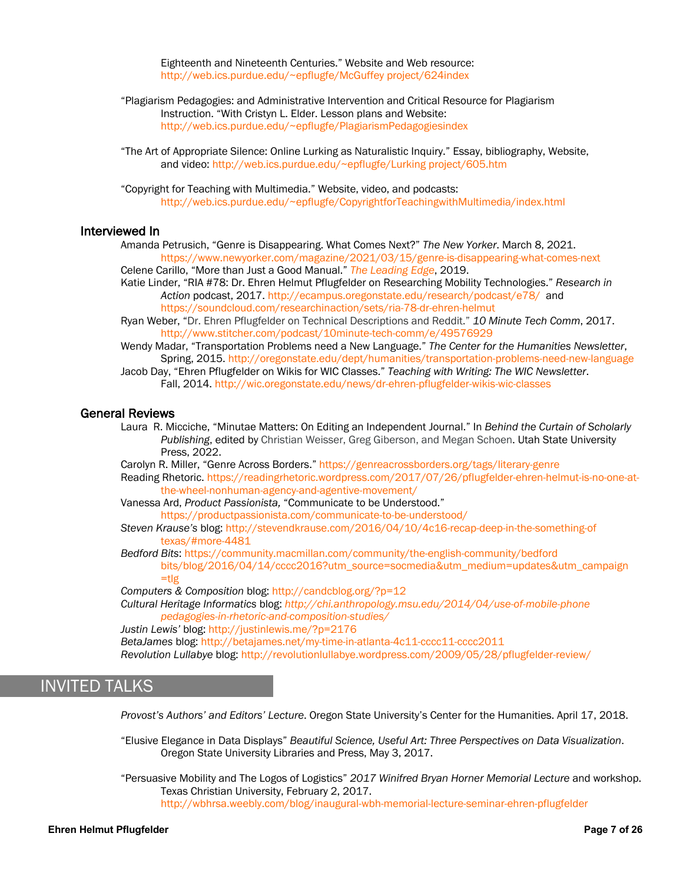Eighteenth and Nineteenth Centuries." Website and Web resource: http://web.ics.purdue.edu/~epflugfe/McGuffey project/624index

"Plagiarism Pedagogies: and Administrative Intervention and Critical Resource for Plagiarism Instruction. "With Cristyn L. Elder. Lesson plans and Website: http://web.ics.purdue.edu/~epflugfe/PlagiarismPedagogiesindex

"The Art of Appropriate Silence: Online Lurking as Naturalistic Inquiry." Essay, bibliography, Website, and video: http://web.ics.purdue.edu/~epflugfe/Lurking project/605.htm

"Copyright for Teaching with Multimedia." Website, video, and podcasts: http://web.ics.purdue.edu/~epflugfe/CopyrightforTeachingwithMultimedia/index.html

### Interviewed In

Amanda Petrusich, "Genre is Disappearing. What Comes Next?" *The New Yorker*. March 8, 2021. https://www.newyorker.com/magazine/2021/03/15/genre-is-disappearing-what-comes-next

Celene Carillo, "More than Just a Good Manual." *The Leading Edge*, 2019.

Katie Linder, "RIA #78: Dr. Ehren Helmut Pflugfelder on Researching Mobility Technologies." *Research in Action* podcast, 2017. http://ecampus.oregonstate.edu/research/podcast/e78/ and https://soundcloud.com/researchinaction/sets/ria-78-dr-ehren-helmut

Ryan Weber, "Dr. Ehren Pflugfelder on Technical Descriptions and Reddit." *10 Minute Tech Comm*, 2017. http://www.stitcher.com/podcast/10minute-tech-comm/e/49576929

Wendy Madar, "Transportation Problems need a New Language." *The Center for the Humanities Newsletter*, Spring, 2015. http://oregonstate.edu/dept/humanities/transportation-problems-need-new-language

Jacob Day, "Ehren Pflugfelder on Wikis for WIC Classes." *Teaching with Writing: The WIC Newsletter*. Fall, 2014. http://wic.oregonstate.edu/news/dr-ehren-pflugfelder-wikis-wic-classes

### General Reviews

Laura R. Micciche, "Minutae Matters: On Editing an Independent Journal." In *Behind the Curtain of Scholarly Publishing*, edited by Christian Weisser, Greg Giberson, and Megan Schoen. Utah State University Press, 2022.

Carolyn R. Miller, "Genre Across Borders." https://genreacrossborders.org/tags/literary-genre

Reading Rhetoric. https://readingrhetoric.wordpress.com/2017/07/26/pflugfelder-ehren-helmut-is-no-one-at-the-wheel-nonhuman-agency-and-agentive-movement/

Vanessa Ard, *Product Passionista,* "Communicate to be Understood." https://productpassionista.com/communicate-to-be-understood/

*Steven Krause's* blog: http://stevendkrause.com/2016/04/10/4c16-recap-deep-in-the-something-of texas/#more-4481

*Bedford Bits*: https://community.macmillan.com/community/the-english-community/bedford bits/blog/2016/04/14/cccc2016?utm_source=socmedia&utm_medium=updates&utm_campaign =tlg

*Computers & Composition* blog: http://candcblog.org/?p=12

*Cultural Heritage Informatics* blog: *http://chi.anthropology.msu.edu/2014/04/use-of-mobile-phone pedagogies-in-rhetoric-and-composition-studies/*

*Justin Lewis'* blog: http://justinlewis.me/?p=2176

*BetaJames* blog: http://betajames.net/my-time-in-atlanta-4c11-cccc11-cccc2011

*Revolution Lullabye* blog: http://revolutionlullabye.wordpress.com/2009/05/28/pflugfelder-review/

## INVITED TALKS

*Provost's Authors' and Editors' Lecture*. Oregon State University's Center for the Humanities. April 17, 2018.

"Elusive Elegance in Data Displays" *Beautiful Science, Useful Art: Three Perspectives on Data Visualization*. Oregon State University Libraries and Press, May 3, 2017.

"Persuasive Mobility and The Logos of Logistics" *2017 Winifred Bryan Horner Memorial Lecture* and workshop. Texas Christian University, February 2, 2017. http://wbhrsa.weebly.com/blog/inaugural-wbh-memorial-lecture-seminar-ehren-pflugfelder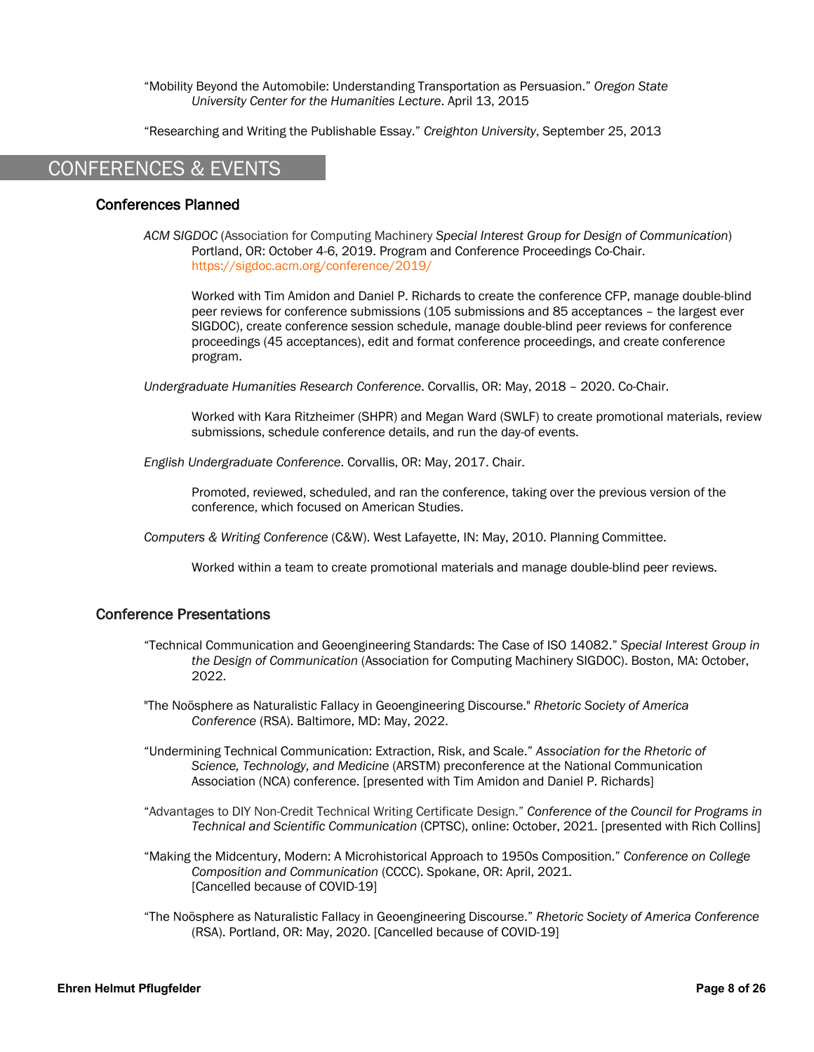"Mobility Beyond the Automobile: Understanding Transportation as Persuasion." *Oregon State University Center for the Humanities Lecture*. April 13, 2015

"Researching and Writing the Publishable Essay." *Creighton University*, September 25, 2013

## CONFERENCES & EVENTS

### Conferences Planned

*ACM SIGDOC* (Association for Computing Machinery *Special Interest Group for Design of Communication*) Portland, OR: October 4-6, 2019. Program and Conference Proceedings Co-Chair. https://sigdoc.acm.org/conference/2019/

Worked with Tim Amidon and Daniel P. Richards to create the conference CFP, manage double-blind peer reviews for conference submissions (105 submissions and 85 acceptances – the largest ever SIGDOC), create conference session schedule, manage double-blind peer reviews for conference proceedings (45 acceptances), edit and format conference proceedings, and create conference program.

*Undergraduate Humanities Research Conference*. Corvallis, OR: May, 2018 – 2020. Co-Chair.

Worked with Kara Ritzheimer (SHPR) and Megan Ward (SWLF) to create promotional materials, review submissions, schedule conference details, and run the day-of events.

*English Undergraduate Conference*. Corvallis, OR: May, 2017. Chair.

Promoted, reviewed, scheduled, and ran the conference, taking over the previous version of the conference, which focused on American Studies.

*Computers & Writing Conference* (C&W). West Lafayette, IN: May, 2010. Planning Committee.

Worked within a team to create promotional materials and manage double-blind peer reviews.

### Conference Presentations

"Technical Communication and Geoengineering Standards: The Case of ISO 14082." *Special Interest Group in the Design of Communication* (Association for Computing Machinery SIGDOC). Boston, MA: October, 2022.

"The Noösphere as Naturalistic Fallacy in Geoengineering Discourse." *Rhetoric Society of America Conference* (RSA). Baltimore, MD: May, 2022.

"Undermining Technical Communication: Extraction, Risk, and Scale." *Association for the Rhetoric of Science, Technology, and Medicine* (ARSTM) preconference at the National Communication Association (NCA) conference. [presented with Tim Amidon and Daniel P. Richards]

"Advantages to DIY Non-Credit Technical Writing Certificate Design." *Conference of the Council for Programs in Technical and Scientific Communication* (CPTSC), online: October, 2021. [presented with Rich Collins]

"Making the Midcentury, Modern: A Microhistorical Approach to 1950s Composition." *Conference on College Composition and Communication* (CCCC). Spokane, OR: April, 2021. [Cancelled because of COVID-19]

"The Noösphere as Naturalistic Fallacy in Geoengineering Discourse." *Rhetoric Society of America Conference* (RSA). Portland, OR: May, 2020. [Cancelled because of COVID-19]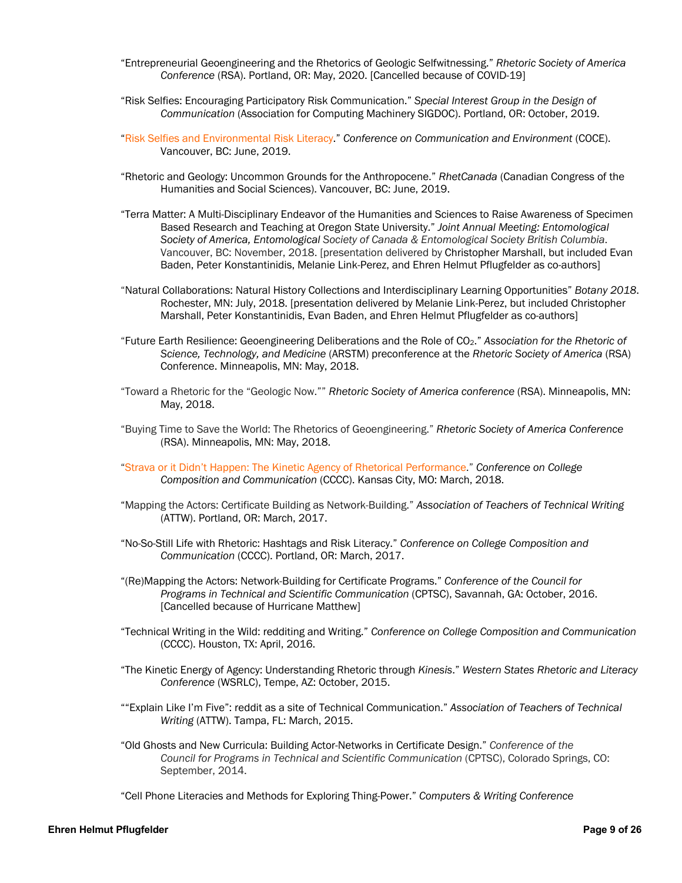"Entrepreneurial Geoengineering and the Rhetorics of Geologic Selfwitnessing." *Rhetoric Society of America Conference* (RSA). Portland, OR: May, 2020. [Cancelled because of COVID-19]

"Risk Selfies: Encouraging Participatory Risk Communication." *Special Interest Group in the Design of Communication* (Association for Computing Machinery SIGDOC). Portland, OR: October, 2019.

"Risk Selfies and Environmental Risk Literacy." *Conference on Communication and Environment* (COCE). Vancouver, BC: June, 2019.

"Rhetoric and Geology: Uncommon Grounds for the Anthropocene." *RhetCanada* (Canadian Congress of the Humanities and Social Sciences). Vancouver, BC: June, 2019.

"Terra Matter: A Multi-Disciplinary Endeavor of the Humanities and Sciences to Raise Awareness of Specimen Based Research and Teaching at Oregon State University." *Joint Annual Meeting: Entomological Society of America, Entomological Society of Canada & Entomological Society British Columbia*. Vancouver, BC: November, 2018. [presentation delivered by Christopher Marshall, but included Evan Baden, Peter Konstantinidis, Melanie Link-Perez, and Ehren Helmut Pflugfelder as co-authors]

"Natural Collaborations: Natural History Collections and Interdisciplinary Learning Opportunities" *Botany 2018*. Rochester, MN: July, 2018. [presentation delivered by Melanie Link-Perez, but included Christopher Marshall, Peter Konstantinidis, Evan Baden, and Ehren Helmut Pflugfelder as co-authors]

"Future Earth Resilience: Geoengineering Deliberations and the Role of $CO_2$." *Association for the Rhetoric of Science, Technology, and Medicine* (ARSTM) preconference at the *Rhetoric Society of America* (RSA) Conference. Minneapolis, MN: May, 2018.

"Toward a Rhetoric for the "Geologic Now."" *Rhetoric Society of America conference* (RSA). Minneapolis, MN: May, 2018.

"Buying Time to Save the World: The Rhetorics of Geoengineering." *Rhetoric Society of America Conference* (RSA). Minneapolis, MN: May, 2018.

"Strava or it Didn't Happen: The Kinetic Agency of Rhetorical Performance." *Conference on College Composition and Communication* (CCCC). Kansas City, MO: March, 2018.

"Mapping the Actors: Certificate Building as Network-Building." *Association of Teachers of Technical Writing* (ATTW). Portland, OR: March, 2017.

"No-So-Still Life with Rhetoric: Hashtags and Risk Literacy." *Conference on College Composition and Communication* (CCCC). Portland, OR: March, 2017.

"(Re)Mapping the Actors: Network-Building for Certificate Programs." *Conference of the Council for Programs in Technical and Scientific Communication* (CPTSC), Savannah, GA: October, 2016. [Cancelled because of Hurricane Matthew]

"Technical Writing in the Wild: redditing and Writing." *Conference on College Composition and Communication* (CCCC). Houston, TX: April, 2016.

"The Kinetic Energy of Agency: Understanding Rhetoric through *Kinesis*." *Western States Rhetoric and Literacy Conference* (WSRLC), Tempe, AZ: October, 2015.

""Explain Like I'm Five": reddit as a site of Technical Communication." *Association of Teachers of Technical Writing* (ATTW). Tampa, FL: March, 2015.

"Old Ghosts and New Curricula: Building Actor-Networks in Certificate Design." *Conference of the Council for Programs in Technical and Scientific Communication* (CPTSC), Colorado Springs, CO: September, 2014.

"Cell Phone Literacies and Methods for Exploring Thing-Power." *Computers & Writing Conference*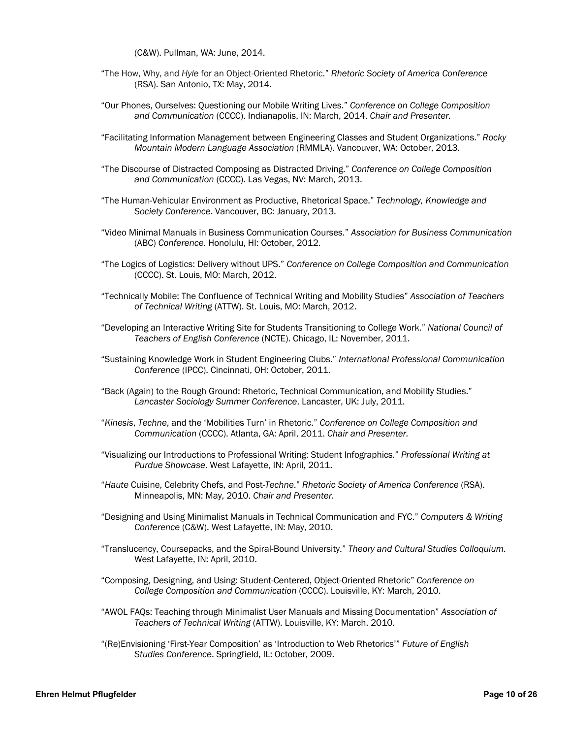(C&W). Pullman, WA: June, 2014.

"The How, Why, and *Hyle* for an Object-Oriented Rhetoric." *Rhetoric Society of America Conference* (RSA). San Antonio, TX: May, 2014.

"Our Phones, Ourselves: Questioning our Mobile Writing Lives." *Conference on College Composition and Communication* (CCCC). Indianapolis, IN: March, 2014. *Chair and Presenter.*

"Facilitating Information Management between Engineering Classes and Student Organizations." *Rocky Mountain Modern Language Association* (RMMLA). Vancouver, WA: October, 2013.

"The Discourse of Distracted Composing as Distracted Driving." *Conference on College Composition and Communication* (CCCC). Las Vegas, NV: March, 2013.

"The Human-Vehicular Environment as Productive, Rhetorical Space." *Technology, Knowledge and Society Conference*. Vancouver, BC: January, 2013.

"Video Minimal Manuals in Business Communication Courses." *Association for Business Communication* (ABC) *Conference*. Honolulu, HI: October, 2012.

"The Logics of Logistics: Delivery without UPS." *Conference on College Composition and Communication* (CCCC). St. Louis, MO: March, 2012.

"Technically Mobile: The Confluence of Technical Writing and Mobility Studies" *Association of Teachers of Technical Writing* (ATTW). St. Louis, MO: March, 2012.

"Developing an Interactive Writing Site for Students Transitioning to College Work." *National Council of Teachers of English Conference* (NCTE). Chicago, IL: November, 2011.

"Sustaining Knowledge Work in Student Engineering Clubs." *International Professional Communication Conference* (IPCC). Cincinnati, OH: October, 2011.

"Back (Again) to the Rough Ground: Rhetoric, Technical Communication, and Mobility Studies." *Lancaster Sociology Summer Conference*. Lancaster, UK: July, 2011.

"*Kinesis*, *Techne*, and the 'Mobilities Turn' in Rhetoric." *Conference on College Composition and Communication* (CCCC). Atlanta, GA: April, 2011. *Chair and Presenter.*

"Visualizing our Introductions to Professional Writing: Student Infographics." *Professional Writing at Purdue Showcase*. West Lafayette, IN: April, 2011.

"*Haute* Cuisine, Celebrity Chefs, and Post-*Techne*." *Rhetoric Society of America Conference* (RSA). Minneapolis, MN: May, 2010. *Chair and Presenter.*

"Designing and Using Minimalist Manuals in Technical Communication and FYC." *Computers & Writing Conference* (C&W). West Lafayette, IN: May, 2010.

"Translucency, Coursepacks, and the Spiral-Bound University." *Theory and Cultural Studies Colloquium*. West Lafayette, IN: April, 2010.

"Composing, Designing, and Using: Student-Centered, Object-Oriented Rhetoric" *Conference on College Composition and Communication* (CCCC). Louisville, KY: March, 2010.

"AWOL FAQs: Teaching through Minimalist User Manuals and Missing Documentation" *Association of Teachers of Technical Writing* (ATTW). Louisville, KY: March, 2010.

"(Re)Envisioning 'First-Year Composition' as 'Introduction to Web Rhetorics'" *Future of English Studies Conference*. Springfield, IL: October, 2009.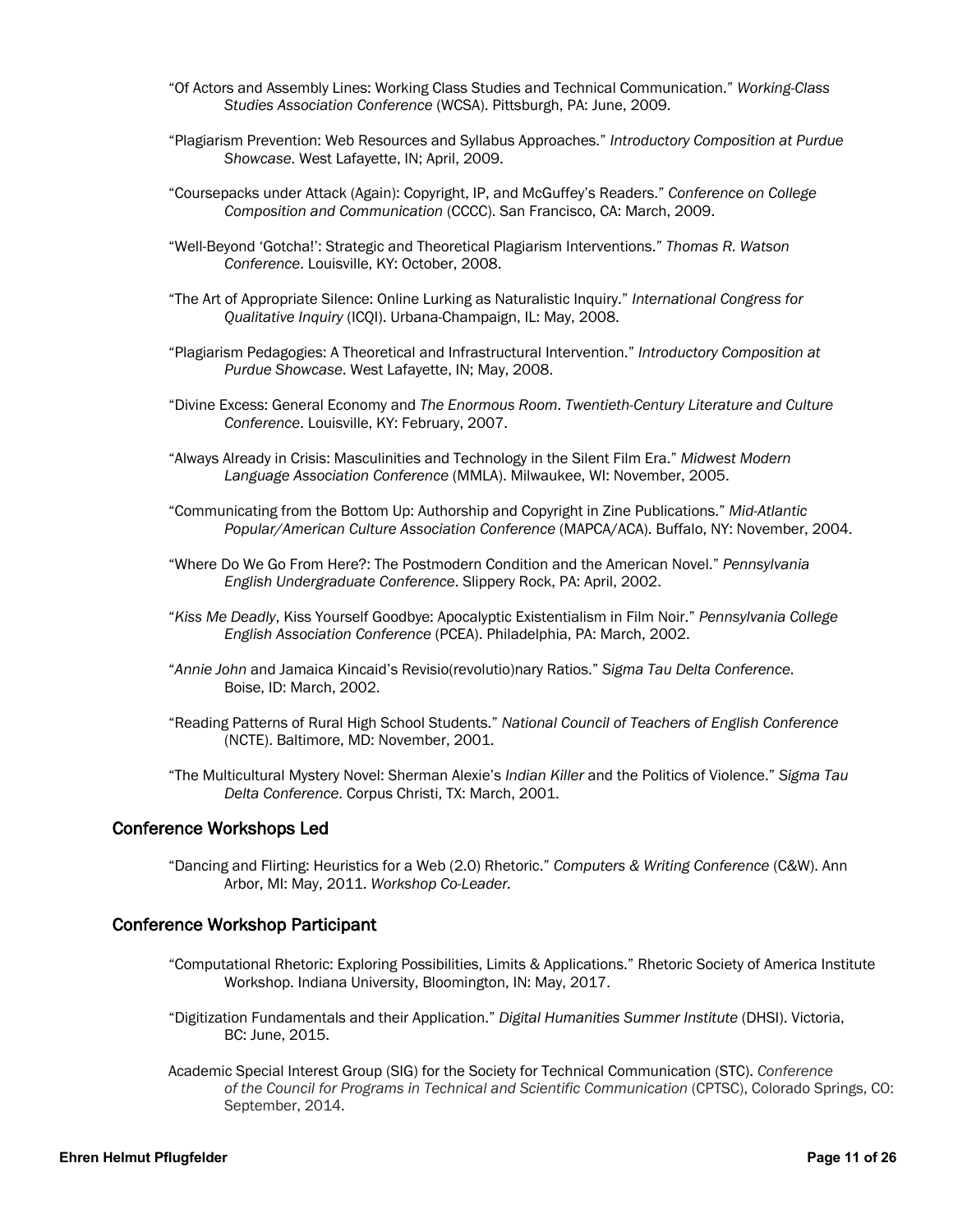"Of Actors and Assembly Lines: Working Class Studies and Technical Communication." *Working-Class Studies Association Conference* (WCSA). Pittsburgh, PA: June, 2009.

"Plagiarism Prevention: Web Resources and Syllabus Approaches." *Introductory Composition at Purdue Showcase*. West Lafayette, IN; April, 2009.

"Coursepacks under Attack (Again): Copyright, IP, and McGuffey's Readers." *Conference on College Composition and Communication* (CCCC). San Francisco, CA: March, 2009.

"Well-Beyond 'Gotcha!': Strategic and Theoretical Plagiarism Interventions." *Thomas R. Watson Conference*. Louisville, KY: October, 2008.

"The Art of Appropriate Silence: Online Lurking as Naturalistic Inquiry." *International Congress for Qualitative Inquiry* (ICQI). Urbana-Champaign, IL: May, 2008.

"Plagiarism Pedagogies: A Theoretical and Infrastructural Intervention." *Introductory Composition at Purdue Showcase*. West Lafayette, IN; May, 2008.

"Divine Excess: General Economy and *The Enormous Room*. *Twentieth-Century Literature and Culture Conference*. Louisville, KY: February, 2007.

"Always Already in Crisis: Masculinities and Technology in the Silent Film Era." *Midwest Modern Language Association Conference* (MMLA). Milwaukee, WI: November, 2005.

"Communicating from the Bottom Up: Authorship and Copyright in Zine Publications." *Mid-Atlantic Popular/American Culture Association Conference* (MAPCA/ACA). Buffalo, NY: November, 2004.

"Where Do We Go From Here?: The Postmodern Condition and the American Novel." *Pennsylvania English Undergraduate Conference*. Slippery Rock, PA: April, 2002.

"*Kiss Me Deadly*, Kiss Yourself Goodbye: Apocalyptic Existentialism in Film Noir." *Pennsylvania College English Association Conference* (PCEA). Philadelphia, PA: March, 2002.

"*Annie John* and Jamaica Kincaid's Revisio(revolutio)nary Ratios." *Sigma Tau Delta Conference*. Boise, ID: March, 2002.

"Reading Patterns of Rural High School Students." *National Council of Teachers of English Conference* (NCTE). Baltimore, MD: November, 2001.

"The Multicultural Mystery Novel: Sherman Alexie's *Indian Killer* and the Politics of Violence." *Sigma Tau Delta Conference*. Corpus Christi, TX: March, 2001.

## Conference Workshops Led

"Dancing and Flirting: Heuristics for a Web (2.0) Rhetoric." *Computers & Writing Conference* (C&W). Ann Arbor, MI: May, 2011. *Workshop Co-Leader.*

## Conference Workshop Participant

"Computational Rhetoric: Exploring Possibilities, Limits & Applications." Rhetoric Society of America Institute Workshop. Indiana University, Bloomington, IN: May, 2017.

"Digitization Fundamentals and their Application." *Digital Humanities Summer Institute* (DHSI). Victoria, BC: June, 2015.

Academic Special Interest Group (SIG) for the Society for Technical Communication (STC). *Conference of the Council for Programs in Technical and Scientific Communication* (CPTSC), Colorado Springs, CO: September, 2014.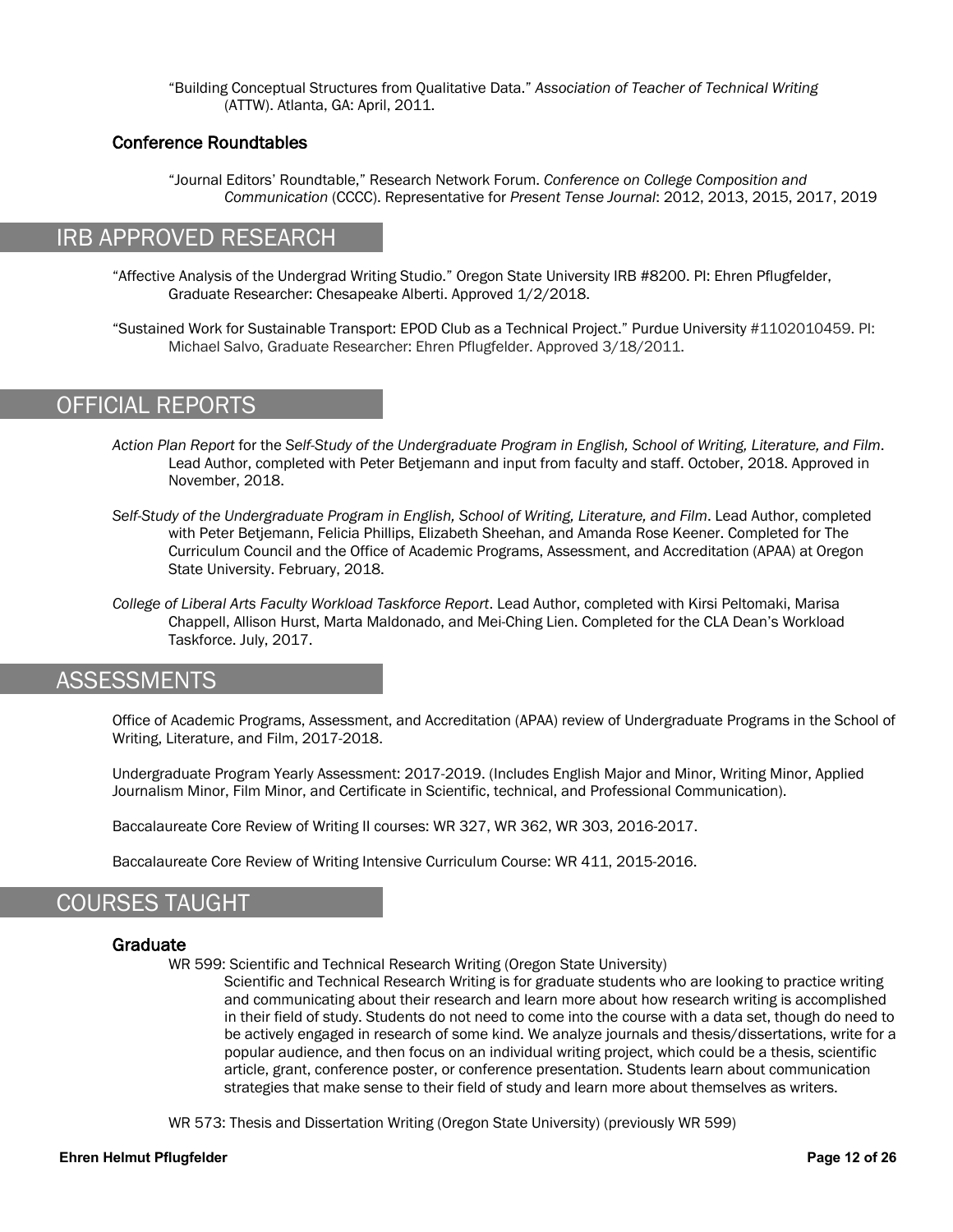"Building Conceptual Structures from Qualitative Data." *Association of Teacher of Technical Writing* (ATTW). Atlanta, GA: April, 2011.

### Conference Roundtables

"Journal Editors' Roundtable," Research Network Forum. *Conference on College Composition and Communication* (CCCC). Representative for *Present Tense Journal*: 2012, 2013, 2015, 2017, 2019

## IRB APPROVED RESEARCH

"Affective Analysis of the Undergrad Writing Studio." Oregon State University IRB #8200. PI: Ehren Pflugfelder, Graduate Researcher: Chesapeake Alberti. Approved 1/2/2018.

"Sustained Work for Sustainable Transport: EPOD Club as a Technical Project." Purdue University #1102010459. PI: Michael Salvo, Graduate Researcher: Ehren Pflugfelder. Approved 3/18/2011.

## OFFICIAL REPORTS

*Action Plan Report* for the *Self-Study of the Undergraduate Program in English, School of Writing, Literature, and Film*. Lead Author, completed with Peter Betjemann and input from faculty and staff. October, 2018. Approved in November, 2018.

*Self-Study of the Undergraduate Program in English, School of Writing, Literature, and Film*. Lead Author, completed with Peter Betjemann, Felicia Phillips, Elizabeth Sheehan, and Amanda Rose Keener. Completed for The Curriculum Council and the Office of Academic Programs, Assessment, and Accreditation (APAA) at Oregon State University. February, 2018.

*College of Liberal Arts Faculty Workload Taskforce Report*. Lead Author, completed with Kirsi Peltomaki, Marisa Chappell, Allison Hurst, Marta Maldonado, and Mei-Ching Lien. Completed for the CLA Dean's Workload Taskforce. July, 2017.

## ASSESSMENTS

Office of Academic Programs, Assessment, and Accreditation (APAA) review of Undergraduate Programs in the School of Writing, Literature, and Film, 2017-2018.

Undergraduate Program Yearly Assessment: 2017-2019. (Includes English Major and Minor, Writing Minor, Applied Journalism Minor, Film Minor, and Certificate in Scientific, technical, and Professional Communication).

Baccalaureate Core Review of Writing II courses: WR 327, WR 362, WR 303, 2016-2017.

Baccalaureate Core Review of Writing Intensive Curriculum Course: WR 411, 2015-2016.

## COURSES TAUGHT

### Graduate

WR 599: Scientific and Technical Research Writing (Oregon State University)

Scientific and Technical Research Writing is for graduate students who are looking to practice writing and communicating about their research and learn more about how research writing is accomplished in their field of study. Students do not need to come into the course with a data set, though do need to be actively engaged in research of some kind. We analyze journals and thesis/dissertations, write for a popular audience, and then focus on an individual writing project, which could be a thesis, scientific article, grant, conference poster, or conference presentation. Students learn about communication strategies that make sense to their field of study and learn more about themselves as writers.

WR 573: Thesis and Dissertation Writing (Oregon State University) (previously WR 599)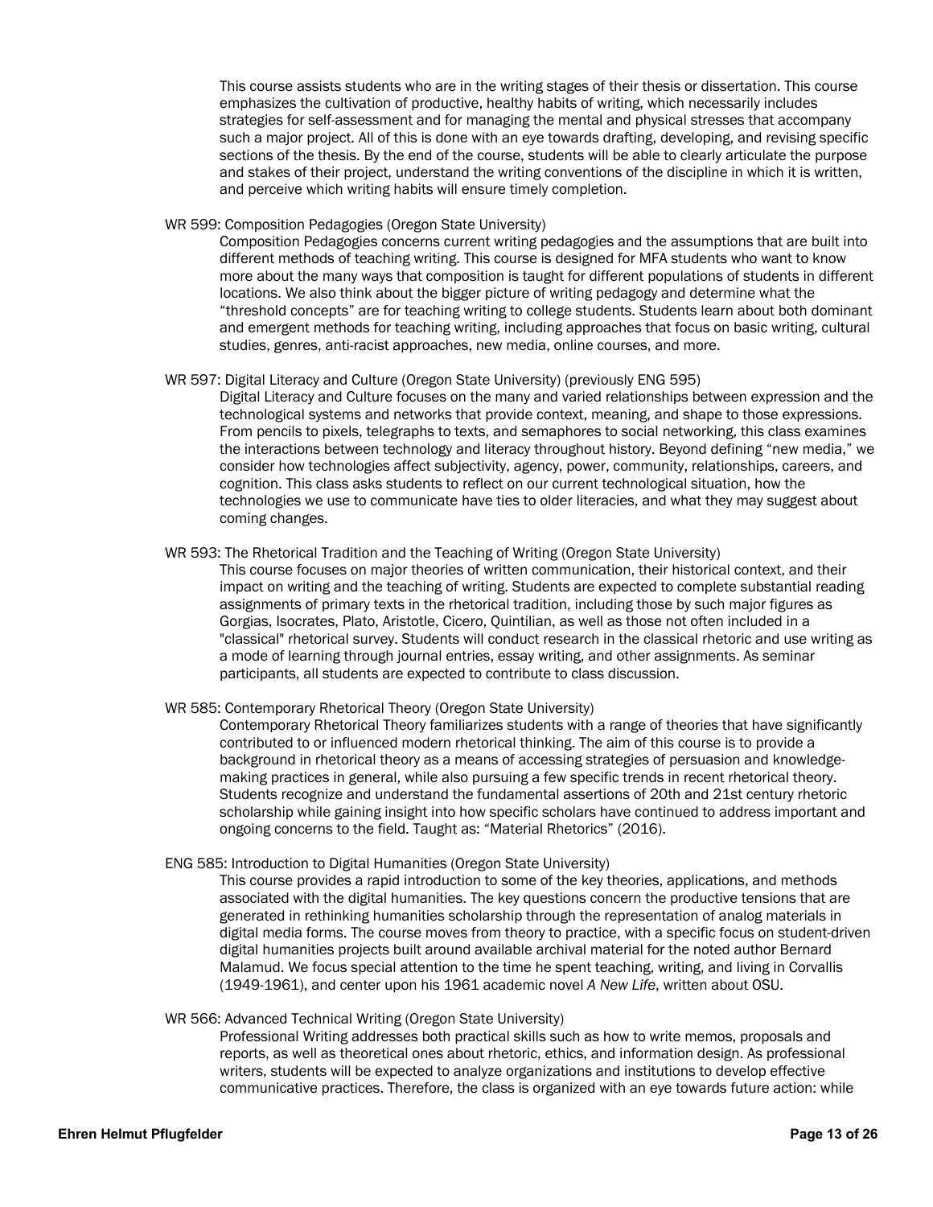This course assists students who are in the writing stages of their thesis or dissertation. This course emphasizes the cultivation of productive, healthy habits of writing, which necessarily includes strategies for self-assessment and for managing the mental and physical stresses that accompany such a major project. All of this is done with an eye towards drafting, developing, and revising specific sections of the thesis. By the end of the course, students will be able to clearly articulate the purpose and stakes of their project, understand the writing conventions of the discipline in which it is written, and perceive which writing habits will ensure timely completion.

WR 599: Composition Pedagogies (Oregon State University)

Composition Pedagogies concerns current writing pedagogies and the assumptions that are built into different methods of teaching writing. This course is designed for MFA students who want to know more about the many ways that composition is taught for different populations of students in different locations. We also think about the bigger picture of writing pedagogy and determine what the "threshold concepts" are for teaching writing to college students. Students learn about both dominant and emergent methods for teaching writing, including approaches that focus on basic writing, cultural studies, genres, anti-racist approaches, new media, online courses, and more.

WR 597: Digital Literacy and Culture (Oregon State University) (previously ENG 595)

Digital Literacy and Culture focuses on the many and varied relationships between expression and the technological systems and networks that provide context, meaning, and shape to those expressions. From pencils to pixels, telegraphs to texts, and semaphores to social networking, this class examines the interactions between technology and literacy throughout history. Beyond defining "new media," we consider how technologies affect subjectivity, agency, power, community, relationships, careers, and cognition. This class asks students to reflect on our current technological situation, how the technologies we use to communicate have ties to older literacies, and what they may suggest about coming changes.

WR 593: The Rhetorical Tradition and the Teaching of Writing (Oregon State University)

This course focuses on major theories of written communication, their historical context, and their impact on writing and the teaching of writing. Students are expected to complete substantial reading assignments of primary texts in the rhetorical tradition, including those by such major figures as Gorgias, Isocrates, Plato, Aristotle, Cicero, Quintilian, as well as those not often included in a "classical" rhetorical survey. Students will conduct research in the classical rhetoric and use writing as a mode of learning through journal entries, essay writing, and other assignments. As seminar participants, all students are expected to contribute to class discussion.

WR 585: Contemporary Rhetorical Theory (Oregon State University)

Contemporary Rhetorical Theory familiarizes students with a range of theories that have significantly contributed to or influenced modern rhetorical thinking. The aim of this course is to provide a background in rhetorical theory as a means of accessing strategies of persuasion and knowledge-making practices in general, while also pursuing a few specific trends in recent rhetorical theory. Students recognize and understand the fundamental assertions of 20th and 21st century rhetoric scholarship while gaining insight into how specific scholars have continued to address important and ongoing concerns to the field. Taught as: "Material Rhetorics" (2016).

ENG 585: Introduction to Digital Humanities (Oregon State University)

This course provides a rapid introduction to some of the key theories, applications, and methods associated with the digital humanities. The key questions concern the productive tensions that are generated in rethinking humanities scholarship through the representation of analog materials in digital media forms. The course moves from theory to practice, with a specific focus on student-driven digital humanities projects built around available archival material for the noted author Bernard Malamud. We focus special attention to the time he spent teaching, writing, and living in Corvallis (1949-1961), and center upon his 1961 academic novel *A New Life*, written about OSU.

WR 566: Advanced Technical Writing (Oregon State University)

Professional Writing addresses both practical skills such as how to write memos, proposals and reports, as well as theoretical ones about rhetoric, ethics, and information design. As professional writers, students will be expected to analyze organizations and institutions to develop effective communicative practices. Therefore, the class is organized with an eye towards future action: while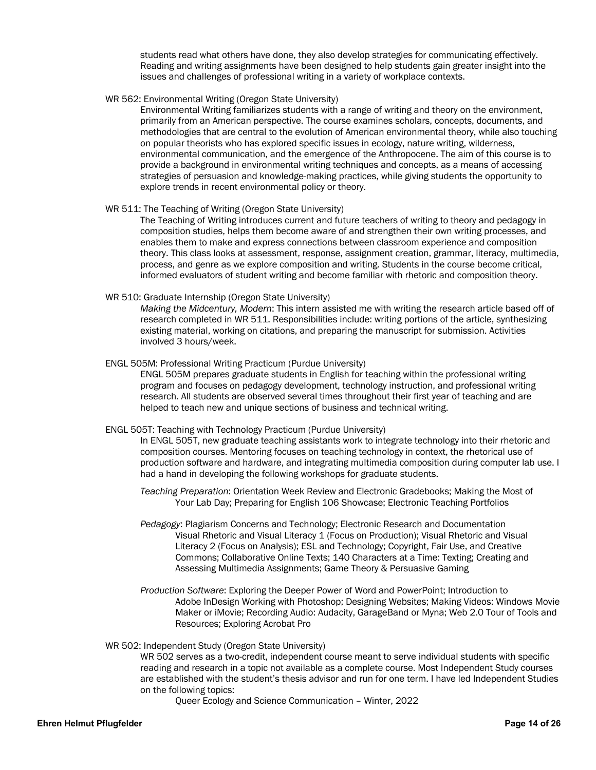students read what others have done, they also develop strategies for communicating effectively. Reading and writing assignments have been designed to help students gain greater insight into the issues and challenges of professional writing in a variety of workplace contexts.

WR 562: Environmental Writing (Oregon State University)

Environmental Writing familiarizes students with a range of writing and theory on the environment, primarily from an American perspective. The course examines scholars, concepts, documents, and methodologies that are central to the evolution of American environmental theory, while also touching on popular theorists who has explored specific issues in ecology, nature writing, wilderness, environmental communication, and the emergence of the Anthropocene. The aim of this course is to provide a background in environmental writing techniques and concepts, as a means of accessing strategies of persuasion and knowledge-making practices, while giving students the opportunity to explore trends in recent environmental policy or theory.

WR 511: The Teaching of Writing (Oregon State University)

The Teaching of Writing introduces current and future teachers of writing to theory and pedagogy in composition studies, helps them become aware of and strengthen their own writing processes, and enables them to make and express connections between classroom experience and composition theory. This class looks at assessment, response, assignment creation, grammar, literacy, multimedia, process, and genre as we explore composition and writing. Students in the course become critical, informed evaluators of student writing and become familiar with rhetoric and composition theory.

WR 510: Graduate Internship (Oregon State University)

*Making the Midcentury, Modern*: This intern assisted me with writing the research article based off of research completed in WR 511. Responsibilities include: writing portions of the article, synthesizing existing material, working on citations, and preparing the manuscript for submission. Activities involved 3 hours/week.

ENGL 505M: Professional Writing Practicum (Purdue University)

ENGL 505M prepares graduate students in English for teaching within the professional writing program and focuses on pedagogy development, technology instruction, and professional writing research. All students are observed several times throughout their first year of teaching and are helped to teach new and unique sections of business and technical writing.

ENGL 505T: Teaching with Technology Practicum (Purdue University)

In ENGL 505T, new graduate teaching assistants work to integrate technology into their rhetoric and composition courses. Mentoring focuses on teaching technology in context, the rhetorical use of production software and hardware, and integrating multimedia composition during computer lab use. I had a hand in developing the following workshops for graduate students.

*Teaching Preparation*: Orientation Week Review and Electronic Gradebooks; Making the Most of Your Lab Day; Preparing for English 106 Showcase; Electronic Teaching Portfolios

*Pedagogy*: Plagiarism Concerns and Technology; Electronic Research and Documentation Visual Rhetoric and Visual Literacy 1 (Focus on Production); Visual Rhetoric and Visual Literacy 2 (Focus on Analysis); ESL and Technology; Copyright, Fair Use, and Creative Commons; Collaborative Online Texts; 140 Characters at a Time: Texting; Creating and Assessing Multimedia Assignments; Game Theory & Persuasive Gaming

*Production Software*: Exploring the Deeper Power of Word and PowerPoint; Introduction to Adobe InDesign Working with Photoshop; Designing Websites; Making Videos: Windows Movie Maker or iMovie; Recording Audio: Audacity, GarageBand or Myna; Web 2.0 Tour of Tools and Resources; Exploring Acrobat Pro

WR 502: Independent Study (Oregon State University)

WR 502 serves as a two-credit, independent course meant to serve individual students with specific reading and research in a topic not available as a complete course. Most Independent Study courses are established with the student's thesis advisor and run for one term. I have led Independent Studies on the following topics:

Queer Ecology and Science Communication – Winter, 2022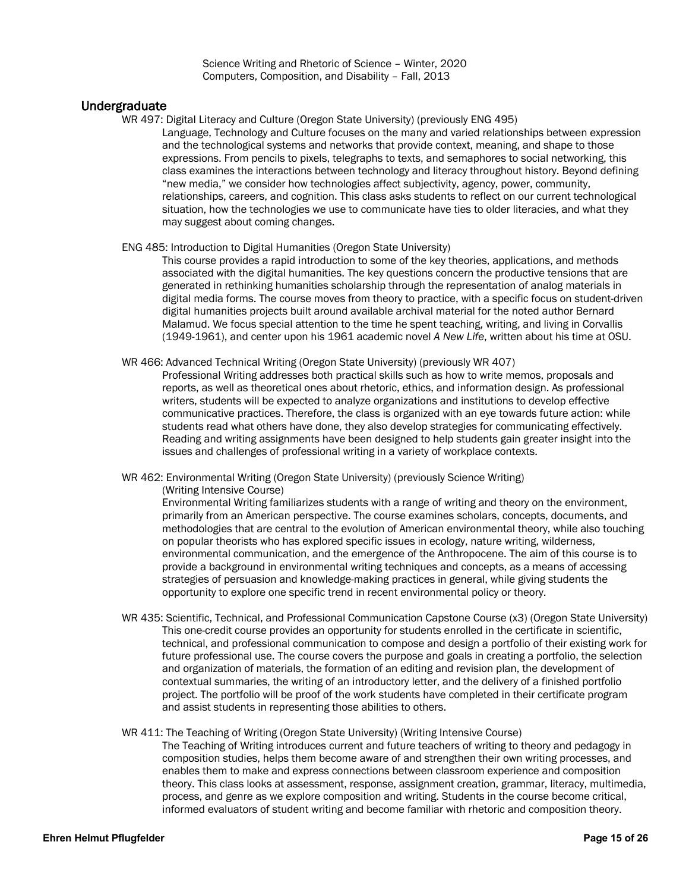Science Writing and Rhetoric of Science – Winter, 2020
Computers, Composition, and Disability – Fall, 2013

## Undergraduate

WR 497: Digital Literacy and Culture (Oregon State University) (previously ENG 495)

Language, Technology and Culture focuses on the many and varied relationships between expression and the technological systems and networks that provide context, meaning, and shape to those expressions. From pencils to pixels, telegraphs to texts, and semaphores to social networking, this class examines the interactions between technology and literacy throughout history. Beyond defining "new media," we consider how technologies affect subjectivity, agency, power, community, relationships, careers, and cognition. This class asks students to reflect on our current technological situation, how the technologies we use to communicate have ties to older literacies, and what they may suggest about coming changes.

ENG 485: Introduction to Digital Humanities (Oregon State University)

This course provides a rapid introduction to some of the key theories, applications, and methods associated with the digital humanities. The key questions concern the productive tensions that are generated in rethinking humanities scholarship through the representation of analog materials in digital media forms. The course moves from theory to practice, with a specific focus on student-driven digital humanities projects built around available archival material for the noted author Bernard Malamud. We focus special attention to the time he spent teaching, writing, and living in Corvallis (1949-1961), and center upon his 1961 academic novel *A New Life*, written about his time at OSU.

WR 466: Advanced Technical Writing (Oregon State University) (previously WR 407)

Professional Writing addresses both practical skills such as how to write memos, proposals and reports, as well as theoretical ones about rhetoric, ethics, and information design. As professional writers, students will be expected to analyze organizations and institutions to develop effective communicative practices. Therefore, the class is organized with an eye towards future action: while students read what others have done, they also develop strategies for communicating effectively. Reading and writing assignments have been designed to help students gain greater insight into the issues and challenges of professional writing in a variety of workplace contexts.

WR 462: Environmental Writing (Oregon State University) (previously Science Writing)
(Writing Intensive Course)

Environmental Writing familiarizes students with a range of writing and theory on the environment, primarily from an American perspective. The course examines scholars, concepts, documents, and methodologies that are central to the evolution of American environmental theory, while also touching on popular theorists who has explored specific issues in ecology, nature writing, wilderness, environmental communication, and the emergence of the Anthropocene. The aim of this course is to provide a background in environmental writing techniques and concepts, as a means of accessing strategies of persuasion and knowledge-making practices in general, while giving students the opportunity to explore one specific trend in recent environmental policy or theory.

WR 435: Scientific, Technical, and Professional Communication Capstone Course (x3) (Oregon State University)

This one-credit course provides an opportunity for students enrolled in the certificate in scientific, technical, and professional communication to compose and design a portfolio of their existing work for future professional use. The course covers the purpose and goals in creating a portfolio, the selection and organization of materials, the formation of an editing and revision plan, the development of contextual summaries, the writing of an introductory letter, and the delivery of a finished portfolio project. The portfolio will be proof of the work students have completed in their certificate program and assist students in representing those abilities to others.

WR 411: The Teaching of Writing (Oregon State University) (Writing Intensive Course)

The Teaching of Writing introduces current and future teachers of writing to theory and pedagogy in composition studies, helps them become aware of and strengthen their own writing processes, and enables them to make and express connections between classroom experience and composition theory. This class looks at assessment, response, assignment creation, grammar, literacy, multimedia, process, and genre as we explore composition and writing. Students in the course become critical, informed evaluators of student writing and become familiar with rhetoric and composition theory.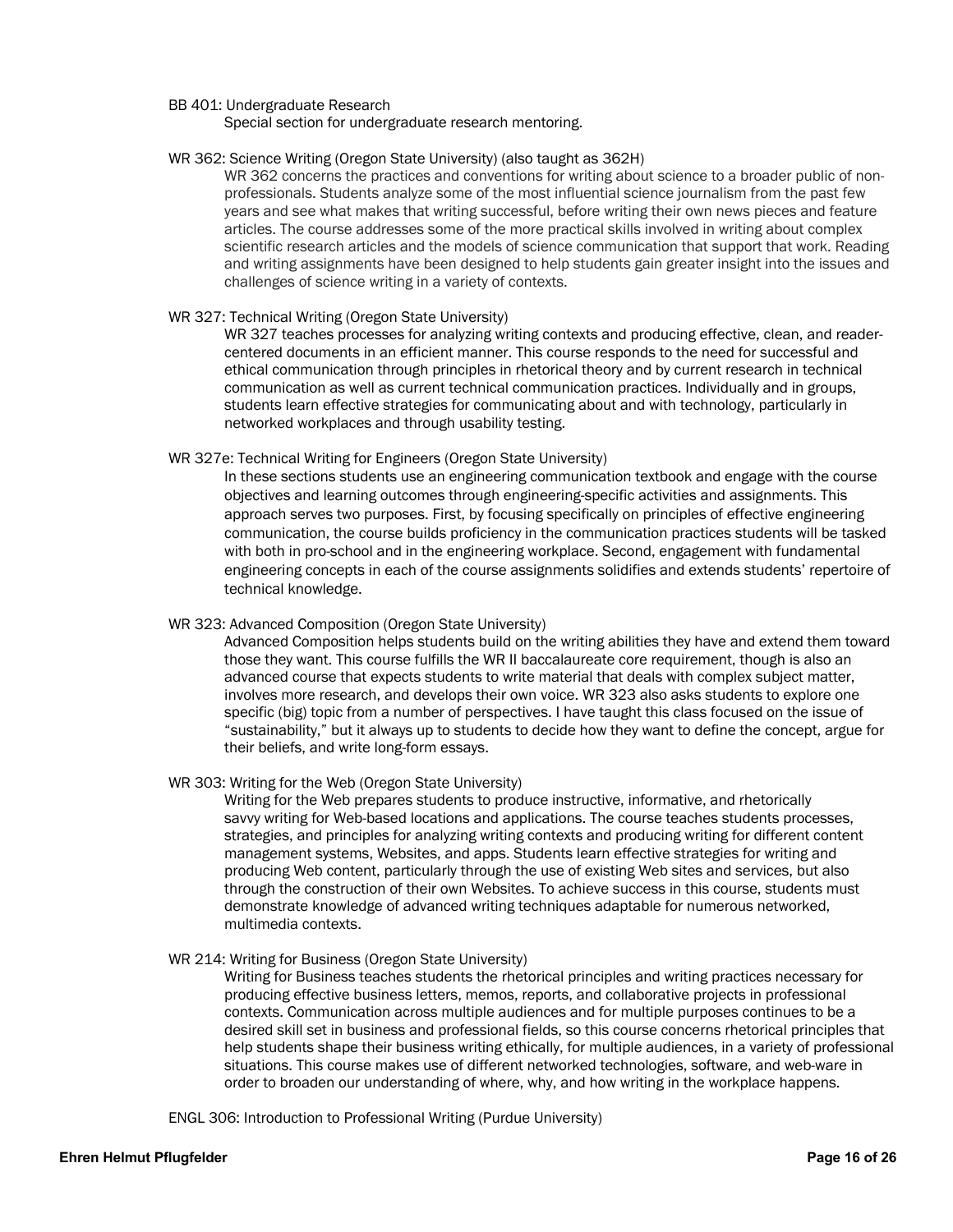BB 401: Undergraduate Research

Special section for undergraduate research mentoring.

WR 362: Science Writing (Oregon State University) (also taught as 362H)

WR 362 concerns the practices and conventions for writing about science to a broader public of non-professionals. Students analyze some of the most influential science journalism from the past few years and see what makes that writing successful, before writing their own news pieces and feature articles. The course addresses some of the more practical skills involved in writing about complex scientific research articles and the models of science communication that support that work. Reading and writing assignments have been designed to help students gain greater insight into the issues and challenges of science writing in a variety of contexts.

WR 327: Technical Writing (Oregon State University)

WR 327 teaches processes for analyzing writing contexts and producing effective, clean, and reader-centered documents in an efficient manner. This course responds to the need for successful and ethical communication through principles in rhetorical theory and by current research in technical communication as well as current technical communication practices. Individually and in groups, students learn effective strategies for communicating about and with technology, particularly in networked workplaces and through usability testing.

WR 327e: Technical Writing for Engineers (Oregon State University)

In these sections students use an engineering communication textbook and engage with the course objectives and learning outcomes through engineering-specific activities and assignments. This approach serves two purposes. First, by focusing specifically on principles of effective engineering communication, the course builds proficiency in the communication practices students will be tasked with both in pro-school and in the engineering workplace. Second, engagement with fundamental engineering concepts in each of the course assignments solidifies and extends students' repertoire of technical knowledge.

WR 323: Advanced Composition (Oregon State University)

Advanced Composition helps students build on the writing abilities they have and extend them toward those they want. This course fulfills the WR II baccalaureate core requirement, though is also an advanced course that expects students to write material that deals with complex subject matter, involves more research, and develops their own voice. WR 323 also asks students to explore one specific (big) topic from a number of perspectives. I have taught this class focused on the issue of "sustainability," but it always up to students to decide how they want to define the concept, argue for their beliefs, and write long-form essays.

WR 303: Writing for the Web (Oregon State University)

Writing for the Web prepares students to produce instructive, informative, and rhetorically savvy writing for Web-based locations and applications. The course teaches students processes, strategies, and principles for analyzing writing contexts and producing writing for different content management systems, Websites, and apps. Students learn effective strategies for writing and producing Web content, particularly through the use of existing Web sites and services, but also through the construction of their own Websites. To achieve success in this course, students must demonstrate knowledge of advanced writing techniques adaptable for numerous networked, multimedia contexts.

WR 214: Writing for Business (Oregon State University)

Writing for Business teaches students the rhetorical principles and writing practices necessary for producing effective business letters, memos, reports, and collaborative projects in professional contexts. Communication across multiple audiences and for multiple purposes continues to be a desired skill set in business and professional fields, so this course concerns rhetorical principles that help students shape their business writing ethically, for multiple audiences, in a variety of professional situations. This course makes use of different networked technologies, software, and web-ware in order to broaden our understanding of where, why, and how writing in the workplace happens.

ENGL 306: Introduction to Professional Writing (Purdue University)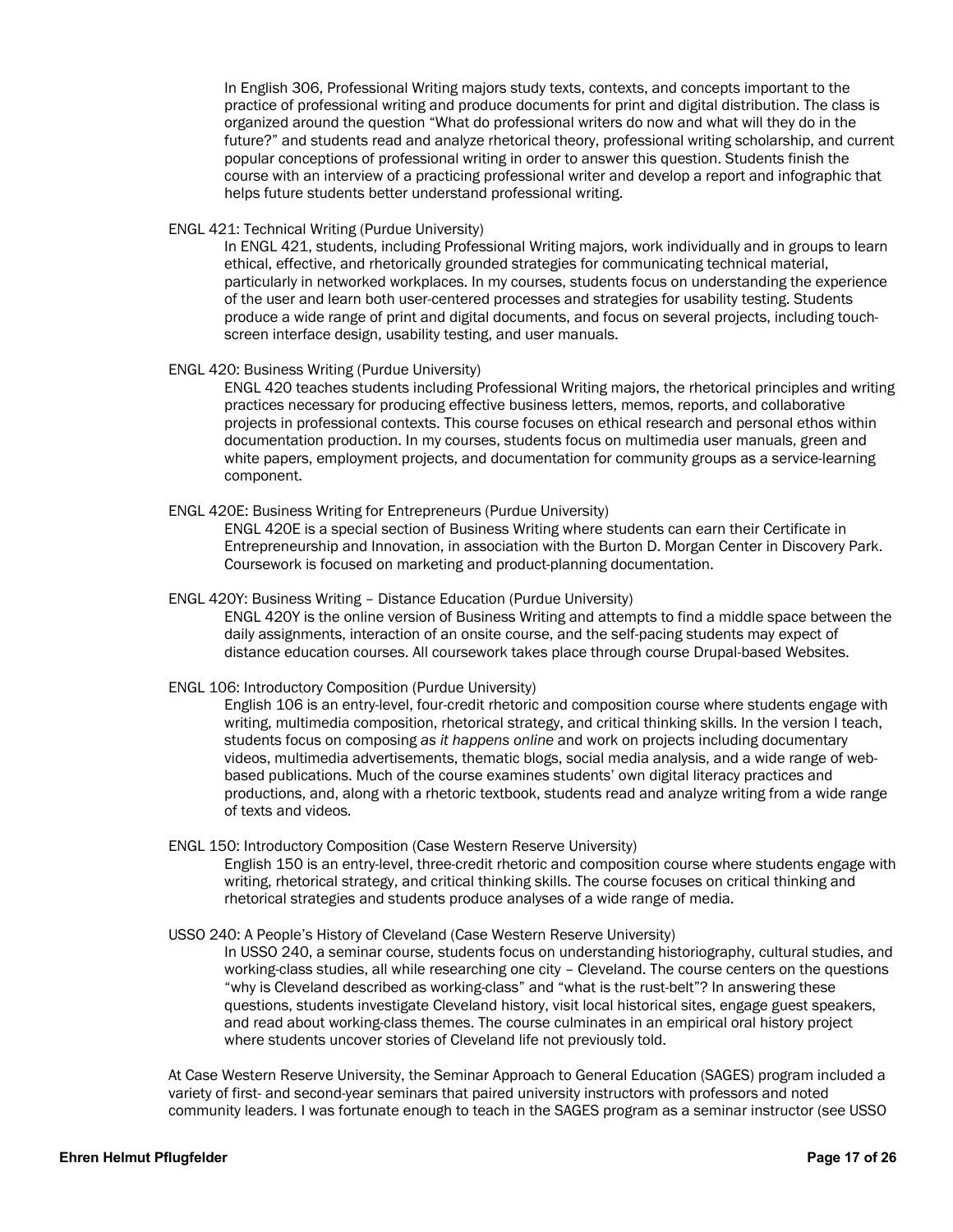In English 306, Professional Writing majors study texts, contexts, and concepts important to the practice of professional writing and produce documents for print and digital distribution. The class is organized around the question "What do professional writers do now and what will they do in the future?" and students read and analyze rhetorical theory, professional writing scholarship, and current popular conceptions of professional writing in order to answer this question. Students finish the course with an interview of a practicing professional writer and develop a report and infographic that helps future students better understand professional writing.

ENGL 421: Technical Writing (Purdue University)

In ENGL 421, students, including Professional Writing majors, work individually and in groups to learn ethical, effective, and rhetorically grounded strategies for communicating technical material, particularly in networked workplaces. In my courses, students focus on understanding the experience of the user and learn both user-centered processes and strategies for usability testing. Students produce a wide range of print and digital documents, and focus on several projects, including touch-screen interface design, usability testing, and user manuals.

ENGL 420: Business Writing (Purdue University)

ENGL 420 teaches students including Professional Writing majors, the rhetorical principles and writing practices necessary for producing effective business letters, memos, reports, and collaborative projects in professional contexts. This course focuses on ethical research and personal ethos within documentation production. In my courses, students focus on multimedia user manuals, green and white papers, employment projects, and documentation for community groups as a service-learning component.

ENGL 420E: Business Writing for Entrepreneurs (Purdue University)

ENGL 420E is a special section of Business Writing where students can earn their Certificate in Entrepreneurship and Innovation, in association with the Burton D. Morgan Center in Discovery Park. Coursework is focused on marketing and product-planning documentation.

ENGL 420Y: Business Writing – Distance Education (Purdue University)

ENGL 420Y is the online version of Business Writing and attempts to find a middle space between the daily assignments, interaction of an onsite course, and the self-pacing students may expect of distance education courses. All coursework takes place through course Drupal-based Websites.

ENGL 106: Introductory Composition (Purdue University)

English 106 is an entry-level, four-credit rhetoric and composition course where students engage with writing, multimedia composition, rhetorical strategy, and critical thinking skills. In the version I teach, students focus on composing *as it happens online* and work on projects including documentary videos, multimedia advertisements, thematic blogs, social media analysis, and a wide range of web-based publications. Much of the course examines students' own digital literacy practices and productions, and, along with a rhetoric textbook, students read and analyze writing from a wide range of texts and videos.

ENGL 150: Introductory Composition (Case Western Reserve University)

English 150 is an entry-level, three-credit rhetoric and composition course where students engage with writing, rhetorical strategy, and critical thinking skills. The course focuses on critical thinking and rhetorical strategies and students produce analyses of a wide range of media.

USSO 240: A People's History of Cleveland (Case Western Reserve University)

In USSO 240, a seminar course, students focus on understanding historiography, cultural studies, and working-class studies, all while researching one city – Cleveland. The course centers on the questions "why is Cleveland described as working-class" and "what is the rust-belt"? In answering these questions, students investigate Cleveland history, visit local historical sites, engage guest speakers, and read about working-class themes. The course culminates in an empirical oral history project where students uncover stories of Cleveland life not previously told.

At Case Western Reserve University, the Seminar Approach to General Education (SAGES) program included a variety of first- and second-year seminars that paired university instructors with professors and noted community leaders. I was fortunate enough to teach in the SAGES program as a seminar instructor (see USSO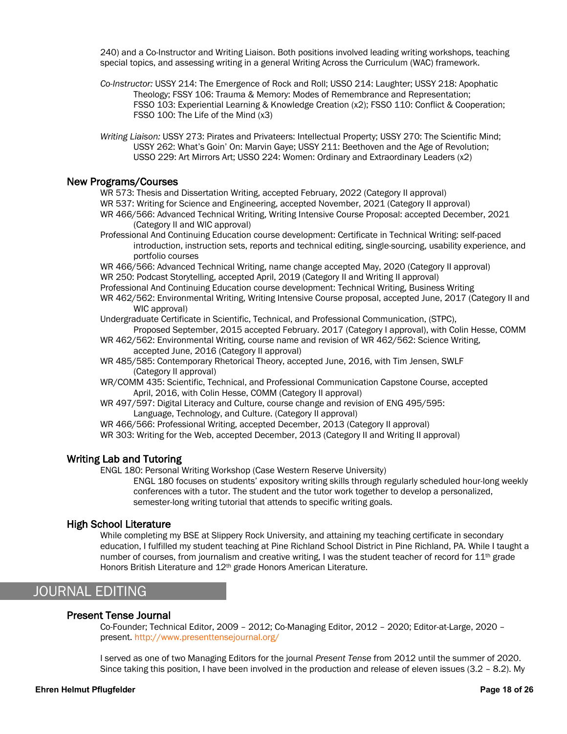240) and a Co-Instructor and Writing Liaison. Both positions involved leading writing workshops, teaching special topics, and assessing writing in a general Writing Across the Curriculum (WAC) framework.

*Co-Instructor:* USSY 214: The Emergence of Rock and Roll; USSO 214: Laughter; USSY 218: Apophatic Theology; FSSY 106: Trauma & Memory: Modes of Remembrance and Representation; FSSO 103: Experiential Learning & Knowledge Creation (x2); FSSO 110: Conflict & Cooperation; FSSO 100: The Life of the Mind (x3)

*Writing Liaison:* USSY 273: Pirates and Privateers: Intellectual Property; USSY 270: The Scientific Mind; USSY 262: What's Goin' On: Marvin Gaye; USSY 211: Beethoven and the Age of Revolution; USSO 229: Art Mirrors Art; USSO 224: Women: Ordinary and Extraordinary Leaders (x2)

### New Programs/Courses

WR 573: Thesis and Dissertation Writing, accepted February, 2022 (Category II approval)
WR 537: Writing for Science and Engineering, accepted November, 2021 (Category II approval)
WR 466/566: Advanced Technical Writing, Writing Intensive Course Proposal: accepted December, 2021 (Category II and WIC approval)
Professional And Continuing Education course development: Certificate in Technical Writing: self-paced introduction, instruction sets, reports and technical editing, single-sourcing, usability experience, and portfolio courses
WR 466/566: Advanced Technical Writing, name change accepted May, 2020 (Category II approval)
WR 250: Podcast Storytelling, accepted April, 2019 (Category II and Writing II approval)
Professional And Continuing Education course development: Technical Writing, Business Writing
WR 462/562: Environmental Writing, Writing Intensive Course proposal, accepted June, 2017 (Category II and WIC approval)
Undergraduate Certificate in Scientific, Technical, and Professional Communication, (STPC), Proposed September, 2015 accepted February. 2017 (Category I approval), with Colin Hesse, COMM
WR 462/562: Environmental Writing, course name and revision of WR 462/562: Science Writing, accepted June, 2016 (Category II approval)
WR 485/585: Contemporary Rhetorical Theory, accepted June, 2016, with Tim Jensen, SWLF (Category II approval)
WR/COMM 435: Scientific, Technical, and Professional Communication Capstone Course, accepted April, 2016, with Colin Hesse, COMM (Category II approval)
WR 497/597: Digital Literacy and Culture, course change and revision of ENG 495/595: Language, Technology, and Culture. (Category II approval)
WR 466/566: Professional Writing, accepted December, 2013 (Category II approval)
WR 303: Writing for the Web, accepted December, 2013 (Category II and Writing II approval)

### Writing Lab and Tutoring

ENGL 180: Personal Writing Workshop (Case Western Reserve University)

ENGL 180 focuses on students' expository writing skills through regularly scheduled hour-long weekly conferences with a tutor. The student and the tutor work together to develop a personalized, semester-long writing tutorial that attends to specific writing goals.

### High School Literature

While completing my BSE at Slippery Rock University, and attaining my teaching certificate in secondary education, I fulfilled my student teaching at Pine Richland School District in Pine Richland, PA. While I taught a number of courses, from journalism and creative writing, I was the student teacher of record for 11th grade Honors British Literature and 12th grade Honors American Literature.

## JOURNAL EDITING

### Present Tense Journal

Co-Founder; Technical Editor, 2009 – 2012; Co-Managing Editor, 2012 – 2020; Editor-at-Large, 2020 – present. http://www.presenttensejournal.org/

I served as one of two Managing Editors for the journal *Present Tense* from 2012 until the summer of 2020. Since taking this position, I have been involved in the production and release of eleven issues (3.2 – 8.2). My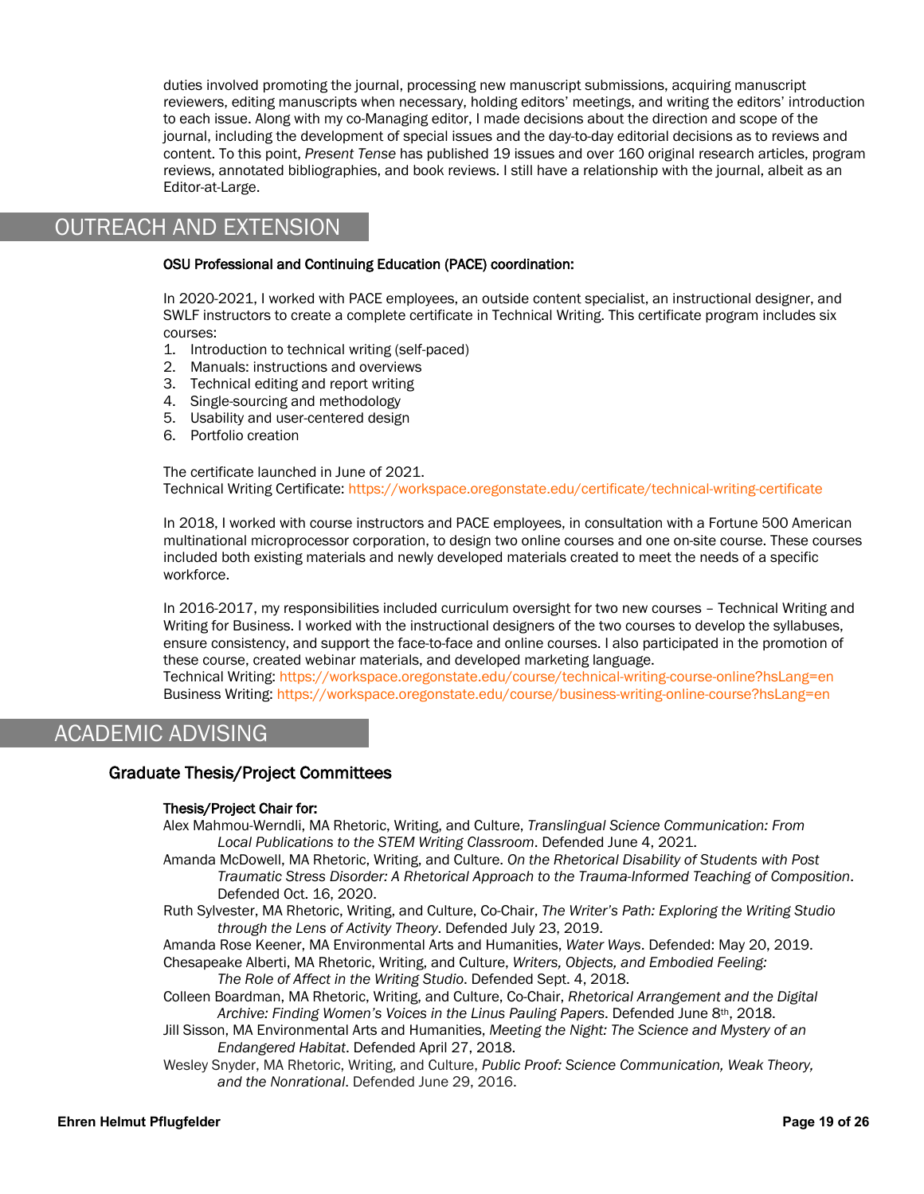duties involved promoting the journal, processing new manuscript submissions, acquiring manuscript reviewers, editing manuscripts when necessary, holding editors' meetings, and writing the editors' introduction to each issue. Along with my co-Managing editor, I made decisions about the direction and scope of the journal, including the development of special issues and the day-to-day editorial decisions as to reviews and content. To this point, *Present Tense* has published 19 issues and over 160 original research articles, program reviews, annotated bibliographies, and book reviews. I still have a relationship with the journal, albeit as an Editor-at-Large.

# OUTREACH AND EXTENSION

**OSU Professional and Continuing Education (PACE) coordination:**

In 2020-2021, I worked with PACE employees, an outside content specialist, an instructional designer, and SWLF instructors to create a complete certificate in Technical Writing. This certificate program includes six courses:

1. Introduction to technical writing (self-paced)
2. Manuals: instructions and overviews
3. Technical editing and report writing
4. Single-sourcing and methodology
5. Usability and user-centered design
6. Portfolio creation

The certificate launched in June of 2021.
Technical Writing Certificate: https://workspace.oregonstate.edu/certificate/technical-writing-certificate

In 2018, I worked with course instructors and PACE employees, in consultation with a Fortune 500 American multinational microprocessor corporation, to design two online courses and one on-site course. These courses included both existing materials and newly developed materials created to meet the needs of a specific workforce.

In 2016-2017, my responsibilities included curriculum oversight for two new courses – Technical Writing and Writing for Business. I worked with the instructional designers of the two courses to develop the syllabuses, ensure consistency, and support the face-to-face and online courses. I also participated in the promotion of these course, created webinar materials, and developed marketing language.
Technical Writing: https://workspace.oregonstate.edu/course/technical-writing-course-online?hsLang=en
Business Writing: https://workspace.oregonstate.edu/course/business-writing-online-course?hsLang=en

# ACADEMIC ADVISING

## Graduate Thesis/Project Committees

**Thesis/Project Chair for:**

Alex Mahmou-Werndli, MA Rhetoric, Writing, and Culture, *Translingual Science Communication: From Local Publications to the STEM Writing Classroom*. Defended June 4, 2021.

Amanda McDowell, MA Rhetoric, Writing, and Culture. *On the Rhetorical Disability of Students with Post Traumatic Stress Disorder: A Rhetorical Approach to the Trauma-Informed Teaching of Composition*. Defended Oct. 16, 2020.

Ruth Sylvester, MA Rhetoric, Writing, and Culture, Co-Chair, *The Writer's Path: Exploring the Writing Studio through the Lens of Activity Theory*. Defended July 23, 2019.

Amanda Rose Keener, MA Environmental Arts and Humanities, *Water Ways*. Defended: May 20, 2019.

Chesapeake Alberti, MA Rhetoric, Writing, and Culture, *Writers, Objects, and Embodied Feeling: The Role of Affect in the Writing Studio*. Defended Sept. 4, 2018.

Colleen Boardman, MA Rhetoric, Writing, and Culture, Co-Chair, *Rhetorical Arrangement and the Digital Archive: Finding Women's Voices in the Linus Pauling Papers*. Defended June 8th, 2018.

Jill Sisson, MA Environmental Arts and Humanities, *Meeting the Night: The Science and Mystery of an Endangered Habitat*. Defended April 27, 2018.

Wesley Snyder, MA Rhetoric, Writing, and Culture, *Public Proof: Science Communication, Weak Theory, and the Nonrational*. Defended June 29, 2016.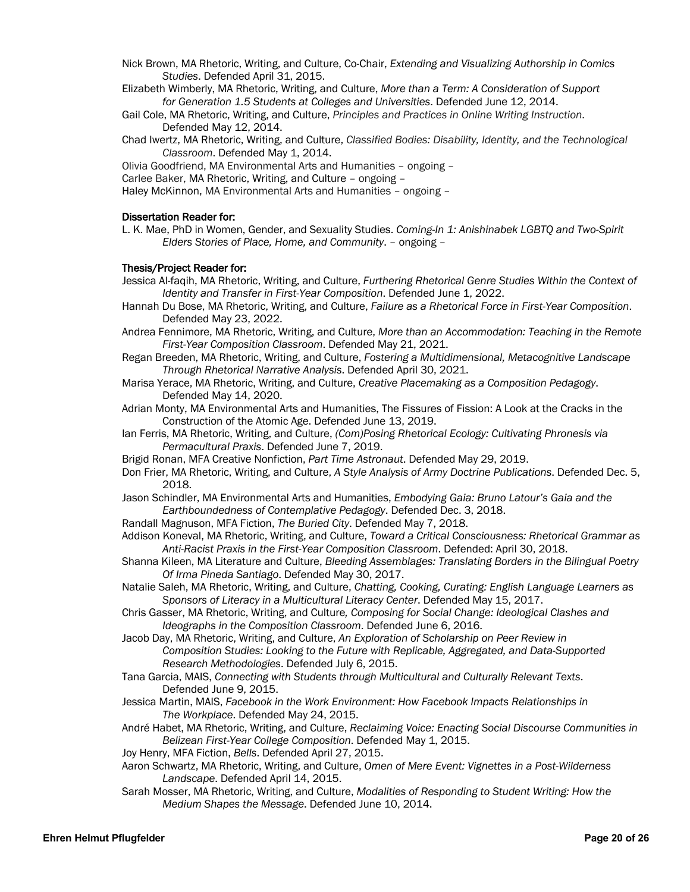Nick Brown, MA Rhetoric, Writing, and Culture, Co-Chair, *Extending and Visualizing Authorship in Comics Studies*. Defended April 31, 2015.

Elizabeth Wimberly, MA Rhetoric, Writing, and Culture, *More than a Term: A Consideration of Support for Generation 1.5 Students at Colleges and Universities*. Defended June 12, 2014.

Gail Cole, MA Rhetoric, Writing, and Culture, *Principles and Practices in Online Writing Instruction*. Defended May 12, 2014.

Chad Iwertz, MA Rhetoric, Writing, and Culture, *Classified Bodies: Disability, Identity, and the Technological Classroom*. Defended May 1, 2014.

Olivia Goodfriend, MA Environmental Arts and Humanities – ongoing –

Carlee Baker, MA Rhetoric, Writing, and Culture – ongoing –

Haley McKinnon, MA Environmental Arts and Humanities – ongoing –

### Dissertation Reader for:

L. K. Mae, PhD in Women, Gender, and Sexuality Studies. *Coming-In 1: Anishinabek LGBTQ and Two-Spirit Elders Stories of Place, Home, and Community*. – ongoing –

### Thesis/Project Reader for:

Jessica Al-faqih, MA Rhetoric, Writing, and Culture, *Furthering Rhetorical Genre Studies Within the Context of Identity and Transfer in First-Year Composition*. Defended June 1, 2022.

Hannah Du Bose, MA Rhetoric, Writing, and Culture, *Failure as a Rhetorical Force in First-Year Composition*. Defended May 23, 2022.

Andrea Fennimore, MA Rhetoric, Writing, and Culture, *More than an Accommodation: Teaching in the Remote First-Year Composition Classroom*. Defended May 21, 2021.

Regan Breeden, MA Rhetoric, Writing, and Culture, *Fostering a Multidimensional, Metacognitive Landscape Through Rhetorical Narrative Analysis*. Defended April 30, 2021.

Marisa Yerace, MA Rhetoric, Writing, and Culture, *Creative Placemaking as a Composition Pedagogy*. Defended May 14, 2020.

Adrian Monty, MA Environmental Arts and Humanities, The Fissures of Fission: A Look at the Cracks in the Construction of the Atomic Age. Defended June 13, 2019.

Ian Ferris, MA Rhetoric, Writing, and Culture, *(Com)Posing Rhetorical Ecology: Cultivating Phronesis via Permacultural Praxis*. Defended June 7, 2019.

Brigid Ronan, MFA Creative Nonfiction, *Part Time Astronaut*. Defended May 29, 2019.

Don Frier, MA Rhetoric, Writing, and Culture, *A Style Analysis of Army Doctrine Publications*. Defended Dec. 5, 2018.

Jason Schindler, MA Environmental Arts and Humanities, *Embodying Gaia: Bruno Latour's Gaia and the Earthboundedness of Contemplative Pedagogy*. Defended Dec. 3, 2018.

Randall Magnuson, MFA Fiction, *The Buried City*. Defended May 7, 2018.

Addison Koneval, MA Rhetoric, Writing, and Culture, *Toward a Critical Consciousness: Rhetorical Grammar as Anti-Racist Praxis in the First-Year Composition Classroom*. Defended: April 30, 2018.

Shanna Kileen, MA Literature and Culture, *Bleeding Assemblages: Translating Borders in the Bilingual Poetry Of Irma Pineda Santiago*. Defended May 30, 2017.

Natalie Saleh, MA Rhetoric, Writing, and Culture, *Chatting, Cooking, Curating: English Language Learners as Sponsors of Literacy in a Multicultural Literacy Center*. Defended May 15, 2017.

Chris Gasser, MA Rhetoric, Writing, and Culture*, Composing for Social Change: Ideological Clashes and Ideographs in the Composition Classroom*. Defended June 6, 2016.

Jacob Day, MA Rhetoric, Writing, and Culture, *An Exploration of Scholarship on Peer Review in Composition Studies: Looking to the Future with Replicable, Aggregated, and Data-Supported Research Methodologies*. Defended July 6, 2015.

Tana Garcia, MAIS, *Connecting with Students through Multicultural and Culturally Relevant Texts*. Defended June 9, 2015.

Jessica Martin, MAIS, *Facebook in the Work Environment: How Facebook Impacts Relationships in The Workplace*. Defended May 24, 2015.

André Habet, MA Rhetoric, Writing, and Culture, *Reclaiming Voice: Enacting Social Discourse Communities in Belizean First-Year College Composition*. Defended May 1, 2015.

Joy Henry, MFA Fiction, *Bells*. Defended April 27, 2015.

Aaron Schwartz, MA Rhetoric, Writing, and Culture, *Omen of Mere Event: Vignettes in a Post-Wilderness Landscape*. Defended April 14, 2015.

Sarah Mosser, MA Rhetoric, Writing, and Culture, *Modalities of Responding to Student Writing: How the Medium Shapes the Message*. Defended June 10, 2014.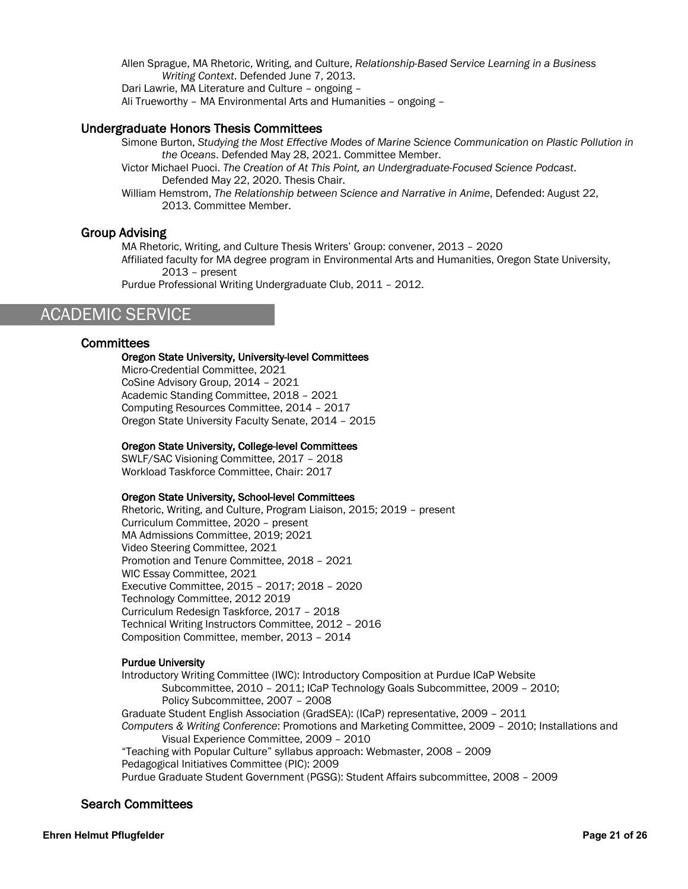Allen Sprague, MA Rhetoric, Writing, and Culture, *Relationship-Based Service Learning in a Business Writing Context*. Defended June 7, 2013.

Dari Lawrie, MA Literature and Culture – ongoing –

Ali Trueworthy – MA Environmental Arts and Humanities – ongoing –

### Undergraduate Honors Thesis Committees

Simone Burton, *Studying the Most Effective Modes of Marine Science Communication on Plastic Pollution in the Oceans*. Defended May 28, 2021. Committee Member.

Victor Michael Puoci. *The Creation of At This Point, an Undergraduate-Focused Science Podcast*. Defended May 22, 2020. Thesis Chair.

William Hemstrom, *The Relationship between Science and Narrative in Anime*, Defended: August 22, 2013. Committee Member.

### Group Advising

MA Rhetoric, Writing, and Culture Thesis Writers' Group: convener, 2013 – 2020

Affiliated faculty for MA degree program in Environmental Arts and Humanities, Oregon State University, 2013 – present

Purdue Professional Writing Undergraduate Club, 2011 – 2012.

## ACADEMIC SERVICE

### Committees

#### Oregon State University, University-level Committees

Micro-Credential Committee, 2021
CoSine Advisory Group, 2014 – 2021
Academic Standing Committee, 2018 – 2021
Computing Resources Committee, 2014 – 2017
Oregon State University Faculty Senate, 2014 – 2015

#### Oregon State University, College-level Committees

SWLF/SAC Visioning Committee, 2017 – 2018
Workload Taskforce Committee, Chair: 2017

#### Oregon State University, School-level Committees

Rhetoric, Writing, and Culture, Program Liaison, 2015; 2019 – present
Curriculum Committee, 2020 – present
MA Admissions Committee, 2019; 2021
Video Steering Committee, 2021
Promotion and Tenure Committee, 2018 – 2021
WIC Essay Committee, 2021
Executive Committee, 2015 – 2017; 2018 – 2020
Technology Committee, 2012 2019
Curriculum Redesign Taskforce, 2017 – 2018
Technical Writing Instructors Committee, 2012 – 2016
Composition Committee, member, 2013 – 2014

#### Purdue University

Introductory Writing Committee (IWC): Introductory Composition at Purdue ICaP Website Subcommittee, 2010 – 2011; ICaP Technology Goals Subcommittee, 2009 – 2010; Policy Subcommittee, 2007 – 2008

Graduate Student English Association (GradSEA): (ICaP) representative, 2009 – 2011

*Computers & Writing Conference*: Promotions and Marketing Committee, 2009 – 2010; Installations and Visual Experience Committee, 2009 – 2010

"Teaching with Popular Culture" syllabus approach: Webmaster, 2008 – 2009

Pedagogical Initiatives Committee (PIC): 2009

Purdue Graduate Student Government (PGSG): Student Affairs subcommittee, 2008 – 2009

### Search Committees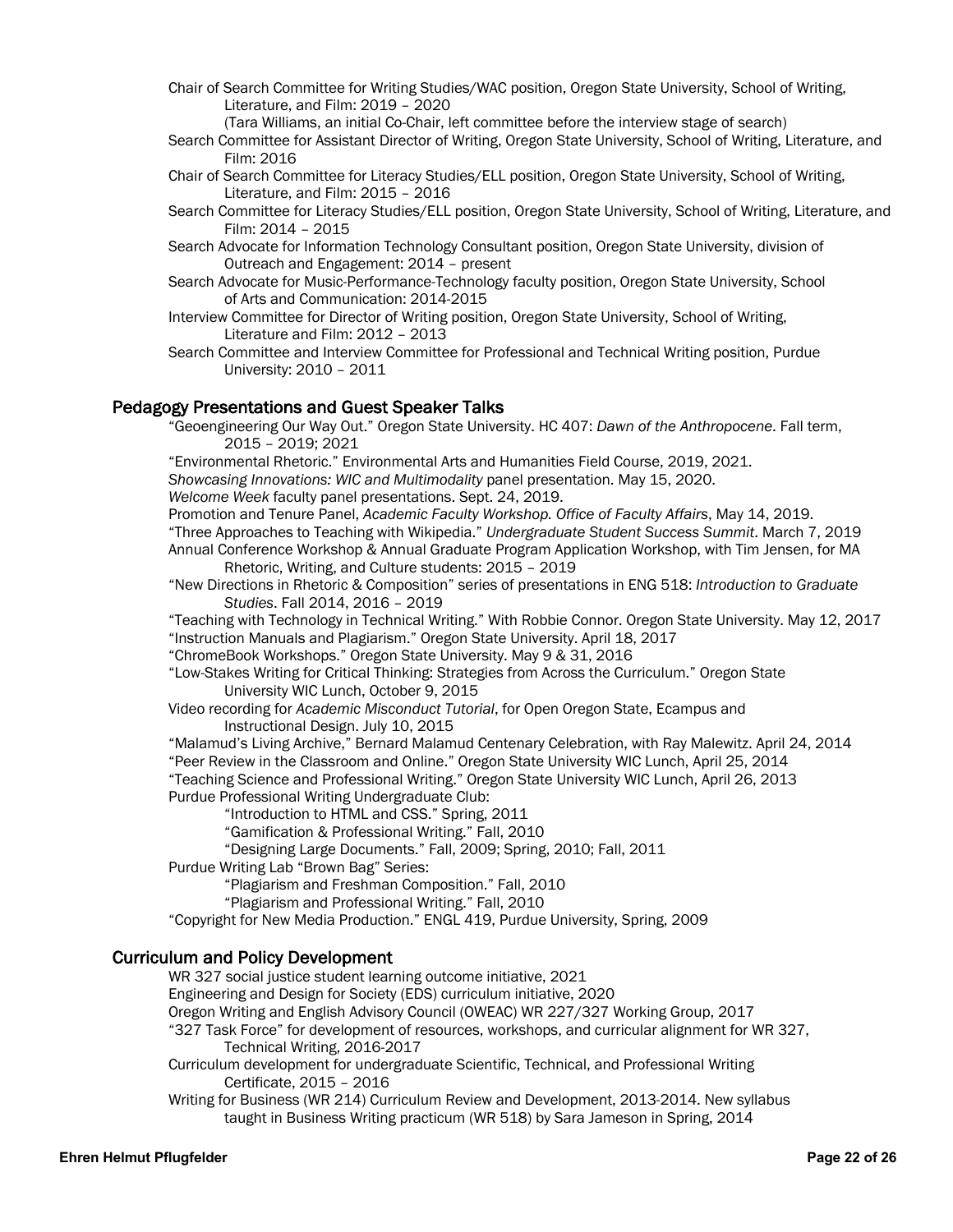Chair of Search Committee for Writing Studies/WAC position, Oregon State University, School of Writing, Literature, and Film: 2019 – 2020
(Tara Williams, an initial Co-Chair, left committee before the interview stage of search)

Search Committee for Assistant Director of Writing, Oregon State University, School of Writing, Literature, and Film: 2016

Chair of Search Committee for Literacy Studies/ELL position, Oregon State University, School of Writing, Literature, and Film: 2015 – 2016

Search Committee for Literacy Studies/ELL position, Oregon State University, School of Writing, Literature, and Film: 2014 – 2015

Search Advocate for Information Technology Consultant position, Oregon State University, division of Outreach and Engagement: 2014 – present

Search Advocate for Music-Performance-Technology faculty position, Oregon State University, School of Arts and Communication: 2014-2015

Interview Committee for Director of Writing position, Oregon State University, School of Writing, Literature and Film: 2012 – 2013

Search Committee and Interview Committee for Professional and Technical Writing position, Purdue University: 2010 – 2011

## Pedagogy Presentations and Guest Speaker Talks

"Geoengineering Our Way Out." Oregon State University. HC 407: *Dawn of the Anthropocene*. Fall term, 2015 – 2019; 2021

"Environmental Rhetoric." Environmental Arts and Humanities Field Course, 2019, 2021.

*Showcasing Innovations: WIC and Multimodality* panel presentation. May 15, 2020.

*Welcome Week* faculty panel presentations. Sept. 24, 2019.

Promotion and Tenure Panel, *Academic Faculty Workshop. Office of Faculty Affairs*, May 14, 2019.

"Three Approaches to Teaching with Wikipedia." *Undergraduate Student Success Summit*. March 7, 2019

Annual Conference Workshop & Annual Graduate Program Application Workshop, with Tim Jensen, for MA Rhetoric, Writing, and Culture students: 2015 – 2019

"New Directions in Rhetoric & Composition" series of presentations in ENG 518: *Introduction to Graduate Studies*. Fall 2014, 2016 – 2019

"Teaching with Technology in Technical Writing." With Robbie Connor. Oregon State University. May 12, 2017

"Instruction Manuals and Plagiarism." Oregon State University. April 18, 2017

"ChromeBook Workshops." Oregon State University. May 9 & 31, 2016

"Low-Stakes Writing for Critical Thinking: Strategies from Across the Curriculum." Oregon State University WIC Lunch, October 9, 2015

Video recording for *Academic Misconduct Tutorial*, for Open Oregon State, Ecampus and Instructional Design. July 10, 2015

"Malamud's Living Archive," Bernard Malamud Centenary Celebration, with Ray Malewitz. April 24, 2014

"Peer Review in the Classroom and Online." Oregon State University WIC Lunch, April 25, 2014

"Teaching Science and Professional Writing." Oregon State University WIC Lunch, April 26, 2013

Purdue Professional Writing Undergraduate Club:
- "Introduction to HTML and CSS." Spring, 2011
- "Gamification & Professional Writing." Fall, 2010
- "Designing Large Documents." Fall, 2009; Spring, 2010; Fall, 2011

Purdue Writing Lab "Brown Bag" Series:
- "Plagiarism and Freshman Composition." Fall, 2010
- "Plagiarism and Professional Writing." Fall, 2010

"Copyright for New Media Production." ENGL 419, Purdue University, Spring, 2009

## Curriculum and Policy Development

WR 327 social justice student learning outcome initiative, 2021

Engineering and Design for Society (EDS) curriculum initiative, 2020

Oregon Writing and English Advisory Council (OWEAC) WR 227/327 Working Group, 2017

"327 Task Force" for development of resources, workshops, and curricular alignment for WR 327, Technical Writing, 2016-2017

Curriculum development for undergraduate Scientific, Technical, and Professional Writing Certificate, 2015 – 2016

Writing for Business (WR 214) Curriculum Review and Development, 2013-2014. New syllabus taught in Business Writing practicum (WR 518) by Sara Jameson in Spring, 2014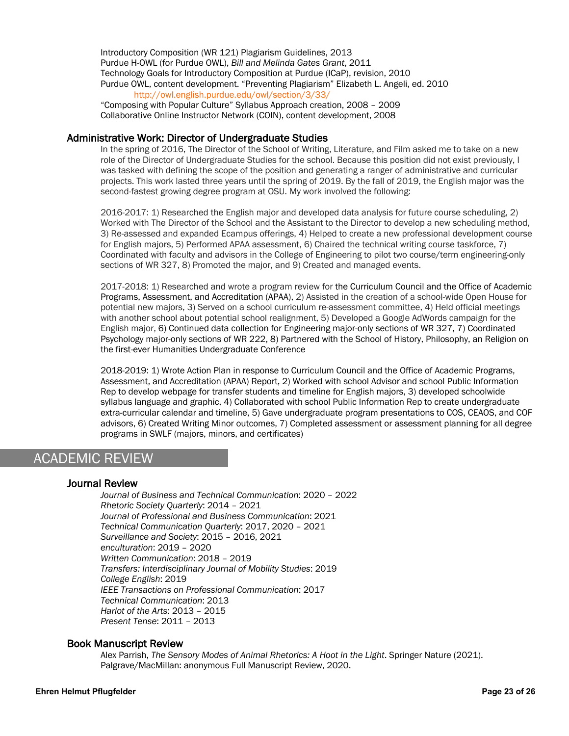Introductory Composition (WR 121) Plagiarism Guidelines, 2013
Purdue H-OWL (for Purdue OWL), *Bill and Melinda Gates Grant*, 2011
Technology Goals for Introductory Composition at Purdue (ICaP), revision, 2010
Purdue OWL, content development. "Preventing Plagiarism" Elizabeth L. Angeli, ed. 2010
http://owl.english.purdue.edu/owl/section/3/33/
"Composing with Popular Culture" Syllabus Approach creation, 2008 – 2009
Collaborative Online Instructor Network (COIN), content development, 2008

### Administrative Work: Director of Undergraduate Studies

In the spring of 2016, The Director of the School of Writing, Literature, and Film asked me to take on a new role of the Director of Undergraduate Studies for the school. Because this position did not exist previously, I was tasked with defining the scope of the position and generating a ranger of administrative and curricular projects. This work lasted three years until the spring of 2019. By the fall of 2019, the English major was the second-fastest growing degree program at OSU. My work involved the following:

2016-2017: 1) Researched the English major and developed data analysis for future course scheduling, 2) Worked with The Director of the School and the Assistant to the Director to develop a new scheduling method, 3) Re-assessed and expanded Ecampus offerings, 4) Helped to create a new professional development course for English majors, 5) Performed APAA assessment, 6) Chaired the technical writing course taskforce, 7) Coordinated with faculty and advisors in the College of Engineering to pilot two course/term engineering-only sections of WR 327, 8) Promoted the major, and 9) Created and managed events.

2017-2018: 1) Researched and wrote a program review for the Curriculum Council and the Office of Academic Programs, Assessment, and Accreditation (APAA), 2) Assisted in the creation of a school-wide Open House for potential new majors, 3) Served on a school curriculum re-assessment committee, 4) Held official meetings with another school about potential school realignment, 5) Developed a Google AdWords campaign for the English major, 6) Continued data collection for Engineering major-only sections of WR 327, 7) Coordinated Psychology major-only sections of WR 222, 8) Partnered with the School of History, Philosophy, an Religion on the first-ever Humanities Undergraduate Conference

2018-2019: 1) Wrote Action Plan in response to Curriculum Council and the Office of Academic Programs, Assessment, and Accreditation (APAA) Report, 2) Worked with school Advisor and school Public Information Rep to develop webpage for transfer students and timeline for English majors, 3) developed schoolwide syllabus language and graphic, 4) Collaborated with school Public Information Rep to create undergraduate extra-curricular calendar and timeline, 5) Gave undergraduate program presentations to COS, CEAOS, and COF advisors, 6) Created Writing Minor outcomes, 7) Completed assessment or assessment planning for all degree programs in SWLF (majors, minors, and certificates)

## ACADEMIC REVIEW

### Journal Review

*Journal of Business and Technical Communication*: 2020 – 2022
*Rhetoric Society Quarterly*: 2014 – 2021
*Journal of Professional and Business Communication*: 2021
*Technical Communication Quarterly*: 2017, 2020 – 2021
*Surveillance and Society*: 2015 – 2016, 2021
*enculturation*: 2019 – 2020
*Written Communication*: 2018 – 2019
*Transfers: Interdisciplinary Journal of Mobility Studies*: 2019
*College English*: 2019
*IEEE Transactions on Professional Communication*: 2017
*Technical Communication*: 2013
*Harlot of the Arts*: 2013 – 2015
*Present Tense*: 2011 – 2013

### Book Manuscript Review

Alex Parrish, *The Sensory Modes of Animal Rhetorics: A Hoot in the Light*. Springer Nature (2021).
Palgrave/MacMillan: anonymous Full Manuscript Review, 2020.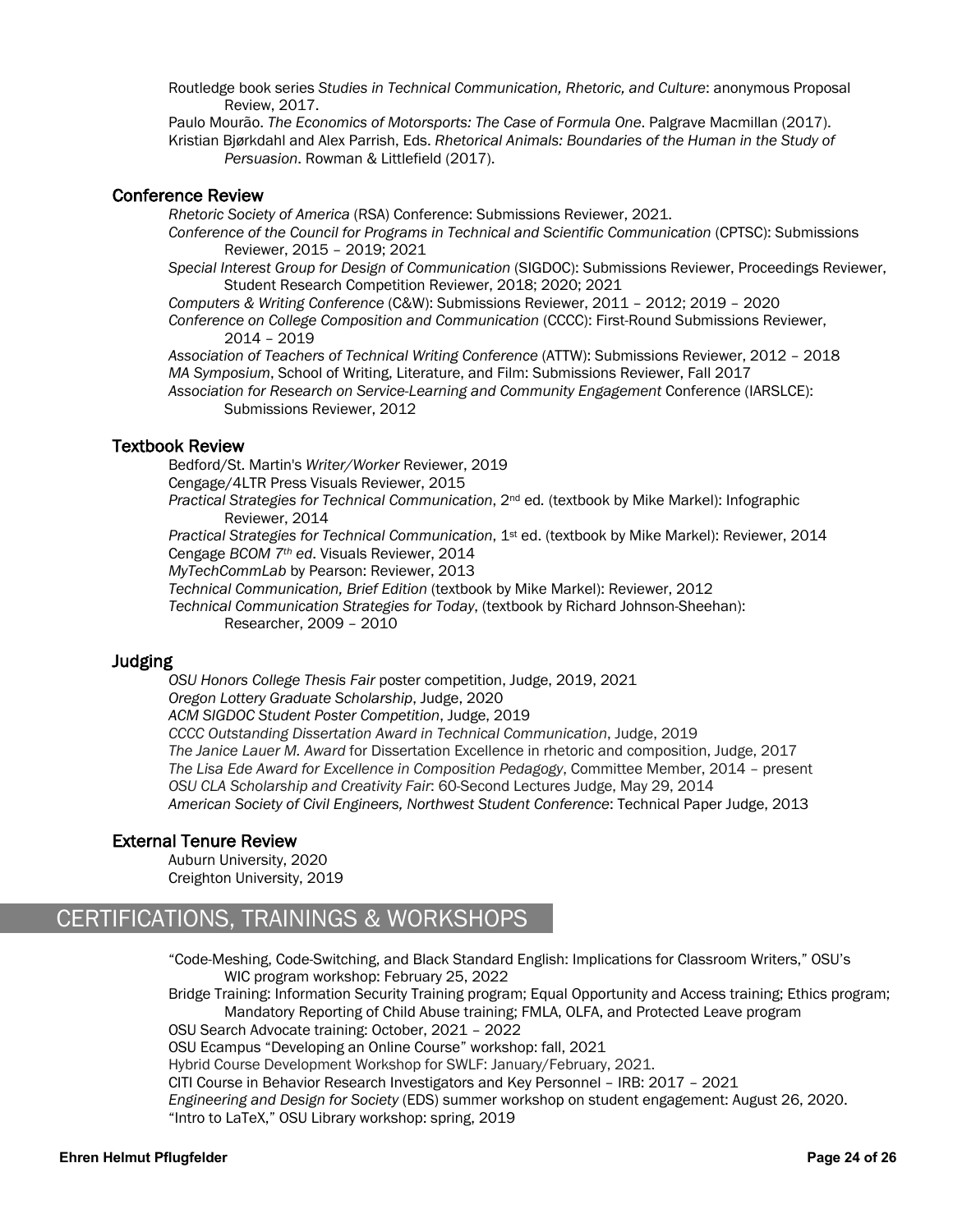Routledge book series *Studies in Technical Communication, Rhetoric, and Culture*: anonymous Proposal Review, 2017.

Paulo Mourão. *The Economics of Motorsports: The Case of Formula One*. Palgrave Macmillan (2017).

Kristian Bjørkdahl and Alex Parrish, Eds. *Rhetorical Animals: Boundaries of the Human in the Study of Persuasion*. Rowman & Littlefield (2017).

### Conference Review

*Rhetoric Society of America* (RSA) Conference: Submissions Reviewer, 2021.

*Conference of the Council for Programs in Technical and Scientific Communication* (CPTSC): Submissions Reviewer, 2015 – 2019; 2021

*Special Interest Group for Design of Communication* (SIGDOC): Submissions Reviewer, Proceedings Reviewer, Student Research Competition Reviewer, 2018; 2020; 2021

*Computers & Writing Conference* (C&W): Submissions Reviewer, 2011 – 2012; 2019 – 2020

*Conference on College Composition and Communication* (CCCC): First-Round Submissions Reviewer, 2014 – 2019

*Association of Teachers of Technical Writing Conference* (ATTW): Submissions Reviewer, 2012 – 2018

*MA Symposium*, School of Writing, Literature, and Film: Submissions Reviewer, Fall 2017

*Association for Research on Service-Learning and Community Engagement* Conference (IARSLCE): Submissions Reviewer, 2012

### Textbook Review

Bedford/St. Martin's *Writer/Worker* Reviewer, 2019

Cengage/4LTR Press Visuals Reviewer, 2015

*Practical Strategies for Technical Communication*, 2nd ed. (textbook by Mike Markel): Infographic Reviewer, 2014

*Practical Strategies for Technical Communication*, 1st ed. (textbook by Mike Markel): Reviewer, 2014

Cengage *BCOM 7th ed*. Visuals Reviewer, 2014

*MyTechCommLab* by Pearson: Reviewer, 2013

*Technical Communication, Brief Edition* (textbook by Mike Markel): Reviewer, 2012

*Technical Communication Strategies for Today*, (textbook by Richard Johnson-Sheehan): Researcher, 2009 – 2010

### Judging

*OSU Honors College Thesis Fair* poster competition, Judge, 2019, 2021

*Oregon Lottery Graduate Scholarship*, Judge, 2020

*ACM SIGDOC Student Poster Competition*, Judge, 2019

*CCCC Outstanding Dissertation Award in Technical Communication*, Judge, 2019

*The Janice Lauer M. Award* for Dissertation Excellence in rhetoric and composition, Judge, 2017

*The Lisa Ede Award for Excellence in Composition Pedagogy*, Committee Member, 2014 – present

*OSU CLA Scholarship and Creativity Fair*: 60-Second Lectures Judge, May 29, 2014

*American Society of Civil Engineers, Northwest Student Conference*: Technical Paper Judge, 2013

### External Tenure Review

Auburn University, 2020

Creighton University, 2019

## CERTIFICATIONS, TRAININGS & WORKSHOPS

"Code-Meshing, Code-Switching, and Black Standard English: Implications for Classroom Writers," OSU's WIC program workshop: February 25, 2022

Bridge Training: Information Security Training program; Equal Opportunity and Access training; Ethics program; Mandatory Reporting of Child Abuse training; FMLA, OLFA, and Protected Leave program

OSU Search Advocate training: October, 2021 – 2022

OSU Ecampus "Developing an Online Course" workshop: fall, 2021

Hybrid Course Development Workshop for SWLF: January/February, 2021.

CITI Course in Behavior Research Investigators and Key Personnel – IRB: 2017 – 2021

*Engineering and Design for Society* (EDS) summer workshop on student engagement: August 26, 2020.

"Intro to LaTeX," OSU Library workshop: spring, 2019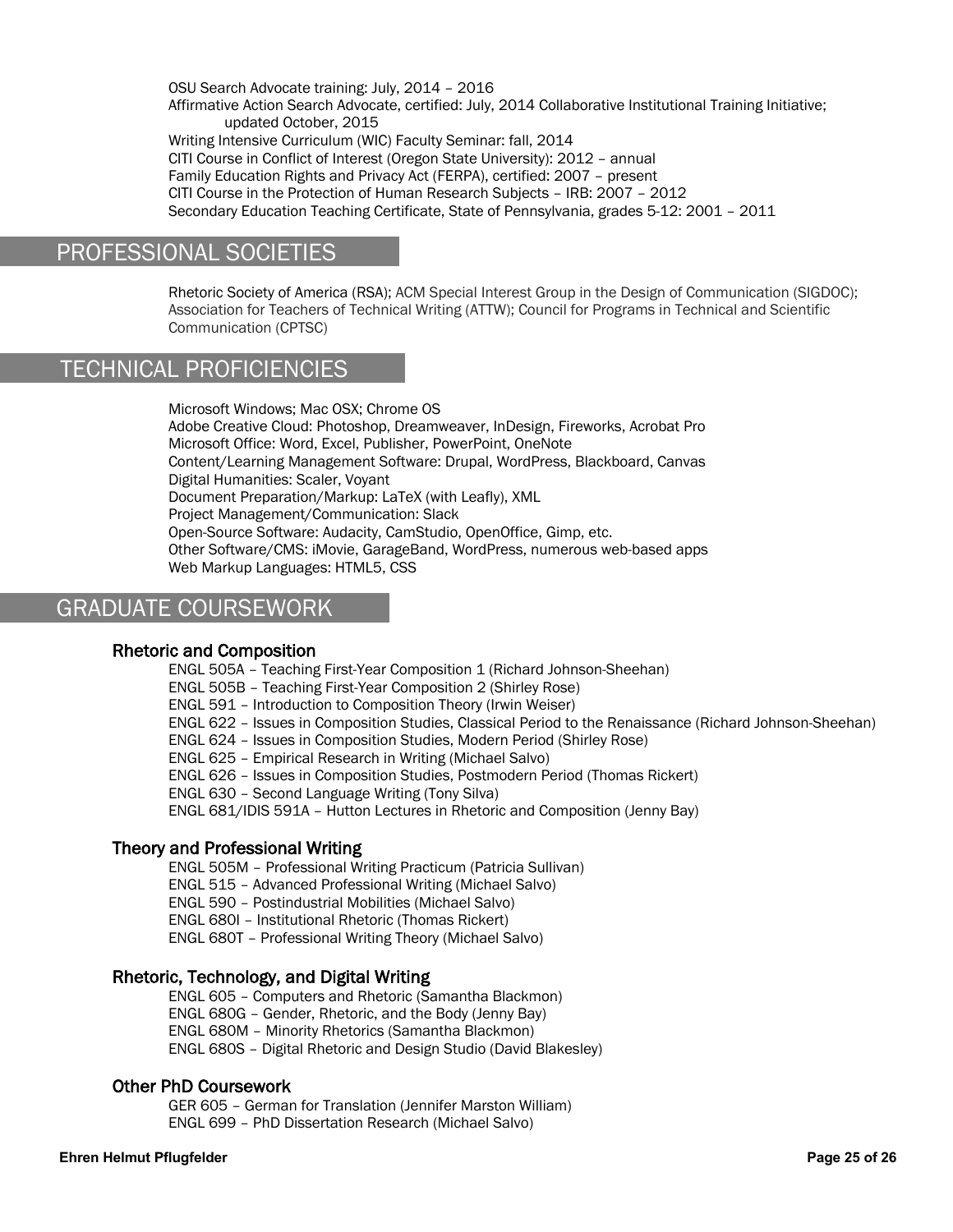OSU Search Advocate training: July, 2014 – 2016  
Affirmative Action Search Advocate, certified: July, 2014 Collaborative Institutional Training Initiative; updated October, 2015  
Writing Intensive Curriculum (WIC) Faculty Seminar: fall, 2014  
CITI Course in Conflict of Interest (Oregon State University): 2012 – annual  
Family Education Rights and Privacy Act (FERPA), certified: 2007 – present  
CITI Course in the Protection of Human Research Subjects – IRB: 2007 – 2012  
Secondary Education Teaching Certificate, State of Pennsylvania, grades 5-12: 2001 – 2011

## PROFESSIONAL SOCIETIES

Rhetoric Society of America (RSA); ACM Special Interest Group in the Design of Communication (SIGDOC); Association for Teachers of Technical Writing (ATTW); Council for Programs in Technical and Scientific Communication (CPTSC)

## TECHNICAL PROFICIENCIES

Microsoft Windows; Mac OSX; Chrome OS  
Adobe Creative Cloud: Photoshop, Dreamweaver, InDesign, Fireworks, Acrobat Pro  
Microsoft Office: Word, Excel, Publisher, PowerPoint, OneNote  
Content/Learning Management Software: Drupal, WordPress, Blackboard, Canvas  
Digital Humanities: Scaler, Voyant  
Document Preparation/Markup: LaTeX (with Leafly), XML  
Project Management/Communication: Slack  
Open-Source Software: Audacity, CamStudio, OpenOffice, Gimp, etc.  
Other Software/CMS: iMovie, GarageBand, WordPress, numerous web-based apps  
Web Markup Languages: HTML5, CSS

## GRADUATE COURSEWORK

### Rhetoric and Composition

ENGL 505A – Teaching First-Year Composition 1 (Richard Johnson-Sheehan)  
ENGL 505B – Teaching First-Year Composition 2 (Shirley Rose)  
ENGL 591 – Introduction to Composition Theory (Irwin Weiser)  
ENGL 622 – Issues in Composition Studies, Classical Period to the Renaissance (Richard Johnson-Sheehan)  
ENGL 624 – Issues in Composition Studies, Modern Period (Shirley Rose)  
ENGL 625 – Empirical Research in Writing (Michael Salvo)  
ENGL 626 – Issues in Composition Studies, Postmodern Period (Thomas Rickert)  
ENGL 630 – Second Language Writing (Tony Silva)  
ENGL 681/IDIS 591A – Hutton Lectures in Rhetoric and Composition (Jenny Bay)

### Theory and Professional Writing

ENGL 505M – Professional Writing Practicum (Patricia Sullivan)  
ENGL 515 – Advanced Professional Writing (Michael Salvo)  
ENGL 590 – Postindustrial Mobilities (Michael Salvo)  
ENGL 680I – Institutional Rhetoric (Thomas Rickert)  
ENGL 680T – Professional Writing Theory (Michael Salvo)

### Rhetoric, Technology, and Digital Writing

ENGL 605 – Computers and Rhetoric (Samantha Blackmon)  
ENGL 680G – Gender, Rhetoric, and the Body (Jenny Bay)  
ENGL 680M – Minority Rhetorics (Samantha Blackmon)  
ENGL 680S – Digital Rhetoric and Design Studio (David Blakesley)

### Other PhD Coursework

GER 605 – German for Translation (Jennifer Marston William)  
ENGL 699 – PhD Dissertation Research (Michael Salvo)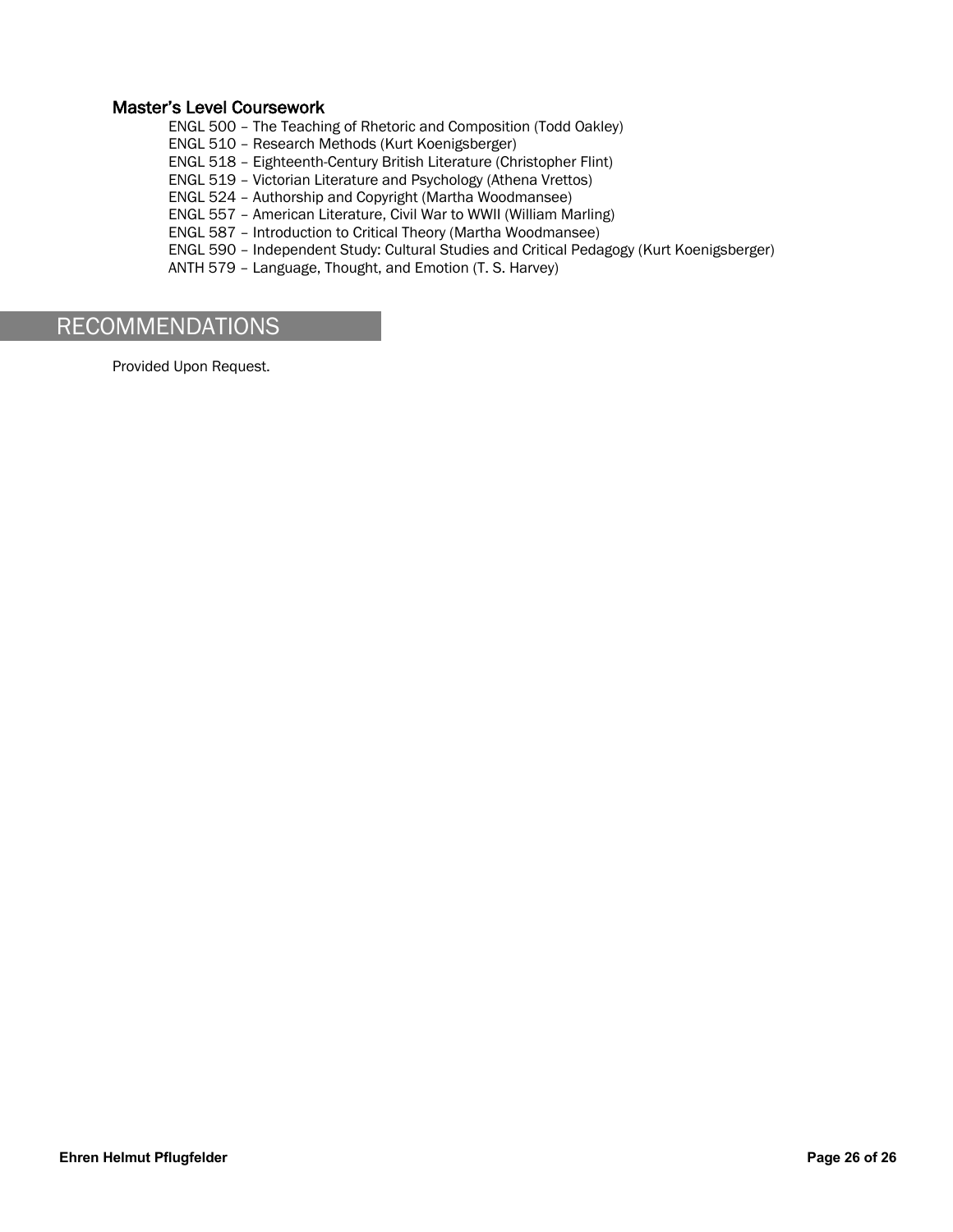### Master's Level Coursework

- ENGL 500 – The Teaching of Rhetoric and Composition (Todd Oakley)
- ENGL 510 – Research Methods (Kurt Koenigsberger)
- ENGL 518 – Eighteenth-Century British Literature (Christopher Flint)
- ENGL 519 – Victorian Literature and Psychology (Athena Vrettos)
- ENGL 524 – Authorship and Copyright (Martha Woodmansee)
- ENGL 557 – American Literature, Civil War to WWII (William Marling)
- ENGL 587 – Introduction to Critical Theory (Martha Woodmansee)
- ENGL 590 – Independent Study: Cultural Studies and Critical Pedagogy (Kurt Koenigsberger)
- ANTH 579 – Language, Thought, and Emotion (T. S. Harvey)

## RECOMMENDATIONS

Provided Upon Request.